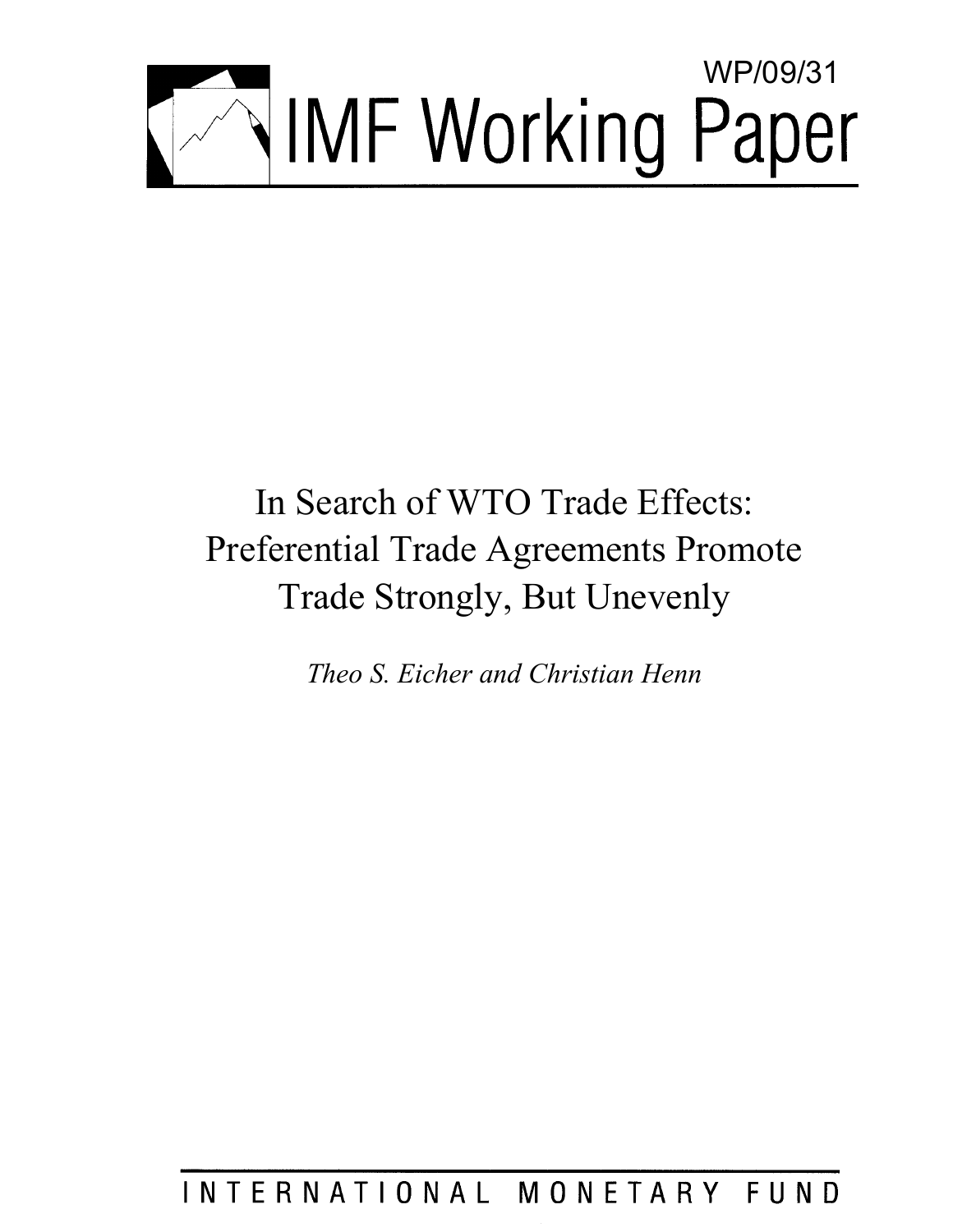WP/09/31

# IMF Working Paper

# In Search of WTO Trade Effects: Preferential Trade Agreements Promote Trade Strongly, But Unevenly

*Theo S. Eicher and Christian Henn*

INTERNATIONAL MONETARY FUND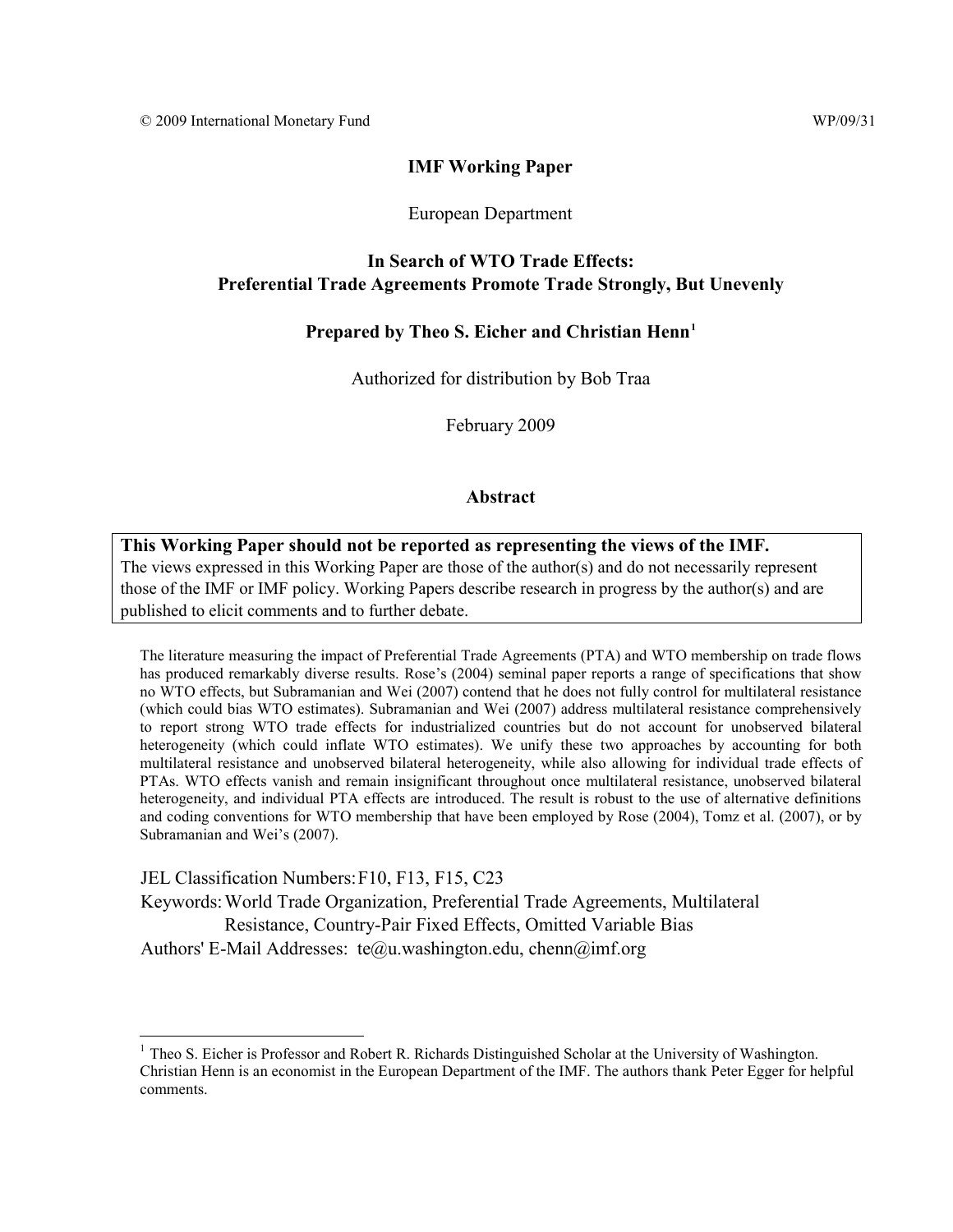© 2009 International Monetary Fund WP/09/31

**IMF Working Paper**

European Department

**In Search of WTO Trade Effects: Preferential Trade Agreements Promote Trade Strongly, But Unevenly**

**Prepared by Theo S. Eicher and Christian Henn[1]**

Authorized for distribution by Bob Traa

February 2009

**Abstract**

**This Working Paper should not be reported as representing the views of the IMF.**
The views expressed in this Working Paper are those of the author(s) and do not necessarily represent those of the IMF or IMF policy. Working Papers describe research in progress by the author(s) and are published to elicit comments and to further debate.

The literature measuring the impact of Preferential Trade Agreements (PTA) and WTO membership on trade flows has produced remarkably diverse results. Rose's (2004) seminal paper reports a range of specifications that show no WTO effects, but Subramanian and Wei (2007) contend that he does not fully control for multilateral resistance (which could bias WTO estimates). Subramanian and Wei (2007) address multilateral resistance comprehensively to report strong WTO trade effects for industrialized countries but do not account for unobserved bilateral heterogeneity (which could inflate WTO estimates). We unify these two approaches by accounting for both multilateral resistance and unobserved bilateral heterogeneity, while also allowing for individual trade effects of PTAs. WTO effects vanish and remain insignificant throughout once multilateral resistance, unobserved bilateral heterogeneity, and individual PTA effects are introduced. The result is robust to the use of alternative definitions and coding conventions for WTO membership that have been employed by Rose (2004), Tomz et al. (2007), or by Subramanian and Wei's (2007).

JEL Classification Numbers: F10, F13, F15, C23

Keywords: World Trade Organization, Preferential Trade Agreements, Multilateral Resistance, Country-Pair Fixed Effects, Omitted Variable Bias

Authors' E-Mail Addresses: te@u.washington.edu, chenn@imf.org

[1] Theo S. Eicher is Professor and Robert R. Richards Distinguished Scholar at the University of Washington. Christian Henn is an economist in the European Department of the IMF. The authors thank Peter Egger for helpful comments.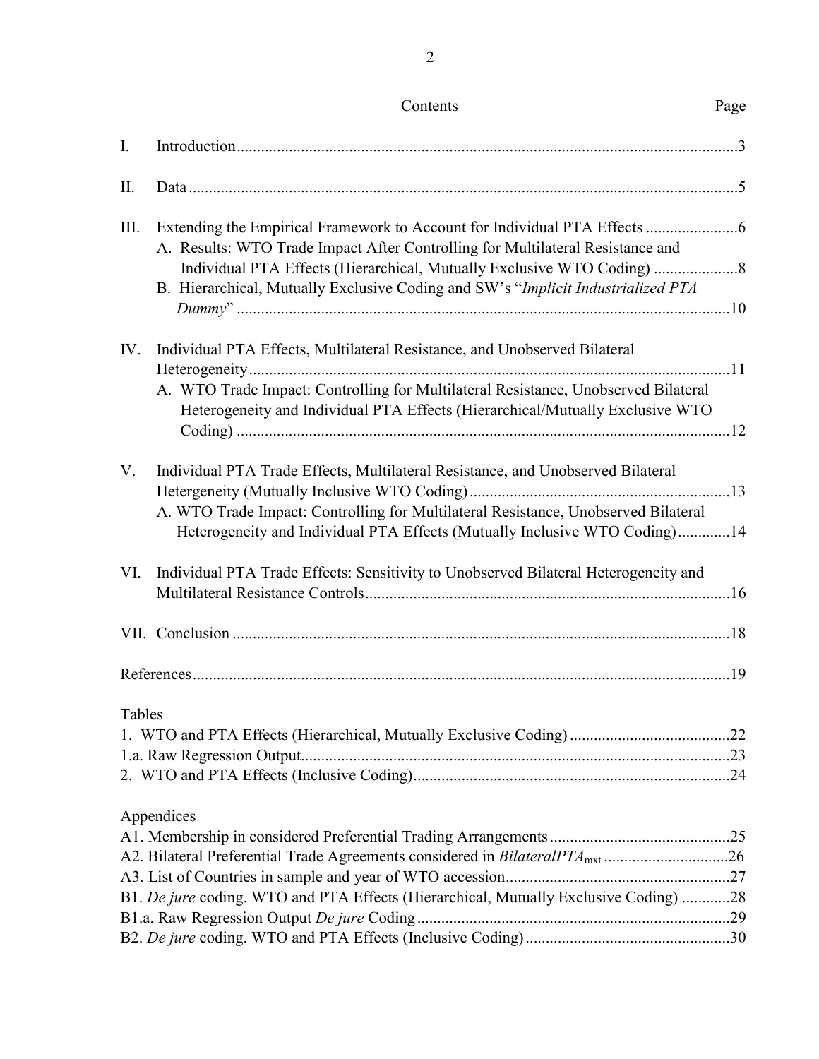Contents Page

I. Introduction...........................................................................................................................3

II. Data......................................................................................................................................5

III. Extending the Empirical Framework to Account for Individual PTA Effects.......................6
  A. Results: WTO Trade Impact After Controlling for Multilateral Resistance and Individual PTA Effects (Hierarchical, Mutually Exclusive WTO Coding).....................8
  B. Hierarchical, Mutually Exclusive Coding and SW's "*Implicit Industrialized PTA Dummy*"..........................................................................................................................10

IV. Individual PTA Effects, Multilateral Resistance, and Unobserved Bilateral Heterogeneity........................................................................................................................11
  A. WTO Trade Impact: Controlling for Multilateral Resistance, Unobserved Bilateral Heterogeneity and Individual PTA Effects (Hierarchical/Mutually Exclusive WTO Coding)..........................................................................................................................12

V. Individual PTA Trade Effects, Multilateral Resistance, and Unobserved Bilateral Hetergeneity (Mutually Inclusive WTO Coding)................................................................13
  A. WTO Trade Impact: Controlling for Multilateral Resistance, Unobserved Bilateral Heterogeneity and Individual PTA Effects (Mutually Inclusive WTO Coding).............14

VI. Individual PTA Trade Effects: Sensitivity to Unobserved Bilateral Heterogeneity and Multilateral Resistance Controls..........................................................................................16

VII. Conclusion........................................................................................................................18

References.................................................................................................................................19

Tables
1. WTO and PTA Effects (Hierarchical, Mutually Exclusive Coding).......................................22
1.a. Raw Regression Output.......................................................................................................23
2. WTO and PTA Effects (Inclusive Coding).............................................................................24

Appendices
A1. Membership in considered Preferential Trading Arrangements............................................25
A2. Bilateral Preferential Trade Agreements considered in *BilateralPTA*$_{mxt}$..............................26
A3. List of Countries in sample and year of WTO accession.......................................................27
B1. *De jure* coding. WTO and PTA Effects (Hierarchical, Mutually Exclusive Coding)............28
B1.a. Raw Regression Output *De jure* Coding.............................................................................29
B2. *De jure* coding. WTO and PTA Effects (Inclusive Coding)..................................................30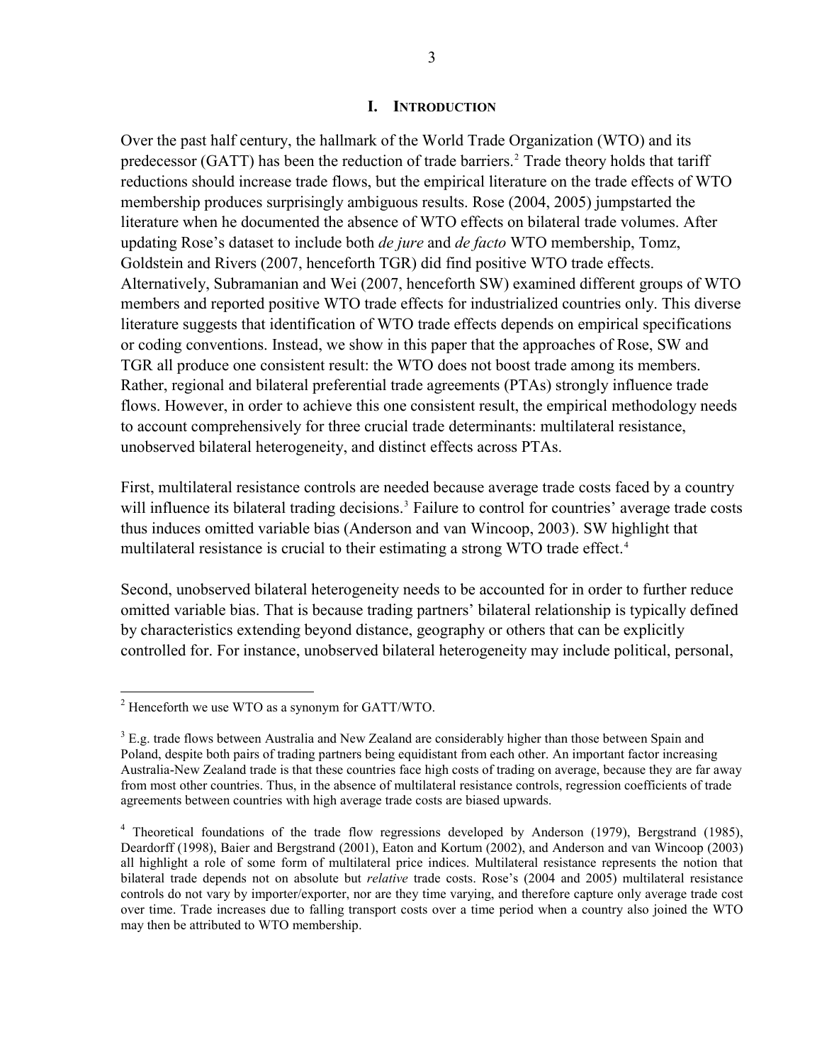## I. INTRODUCTION

Over the past half century, the hallmark of the World Trade Organization (WTO) and its predecessor (GATT) has been the reduction of trade barriers.[2] Trade theory holds that tariff reductions should increase trade flows, but the empirical literature on the trade effects of WTO membership produces surprisingly ambiguous results. Rose (2004, 2005) jumpstarted the literature when he documented the absence of WTO effects on bilateral trade volumes. After updating Rose's dataset to include both *de jure* and *de facto* WTO membership, Tomz, Goldstein and Rivers (2007, henceforth TGR) did find positive WTO trade effects. Alternatively, Subramanian and Wei (2007, henceforth SW) examined different groups of WTO members and reported positive WTO trade effects for industrialized countries only. This diverse literature suggests that identification of WTO trade effects depends on empirical specifications or coding conventions. Instead, we show in this paper that the approaches of Rose, SW and TGR all produce one consistent result: the WTO does not boost trade among its members. Rather, regional and bilateral preferential trade agreements (PTAs) strongly influence trade flows. However, in order to achieve this one consistent result, the empirical methodology needs to account comprehensively for three crucial trade determinants: multilateral resistance, unobserved bilateral heterogeneity, and distinct effects across PTAs.

First, multilateral resistance controls are needed because average trade costs faced by a country will influence its bilateral trading decisions.[3] Failure to control for countries' average trade costs thus induces omitted variable bias (Anderson and van Wincoop, 2003). SW highlight that multilateral resistance is crucial to their estimating a strong WTO trade effect.[4]

Second, unobserved bilateral heterogeneity needs to be accounted for in order to further reduce omitted variable bias. That is because trading partners' bilateral relationship is typically defined by characteristics extending beyond distance, geography or others that can be explicitly controlled for. For instance, unobserved bilateral heterogeneity may include political, personal,

---

[2] Henceforth we use WTO as a synonym for GATT/WTO.

[3] E.g. trade flows between Australia and New Zealand are considerably higher than those between Spain and Poland, despite both pairs of trading partners being equidistant from each other. An important factor increasing Australia-New Zealand trade is that these countries face high costs of trading on average, because they are far away from most other countries. Thus, in the absence of multilateral resistance controls, regression coefficients of trade agreements between countries with high average trade costs are biased upwards.

[4] Theoretical foundations of the trade flow regressions developed by Anderson (1979), Bergstrand (1985), Deardorff (1998), Baier and Bergstrand (2001), Eaton and Kortum (2002), and Anderson and van Wincoop (2003) all highlight a role of some form of multilateral price indices. Multilateral resistance represents the notion that bilateral trade depends not on absolute but *relative* trade costs. Rose's (2004 and 2005) multilateral resistance controls do not vary by importer/exporter, nor are they time varying, and therefore capture only average trade cost over time. Trade increases due to falling transport costs over a time period when a country also joined the WTO may then be attributed to WTO membership.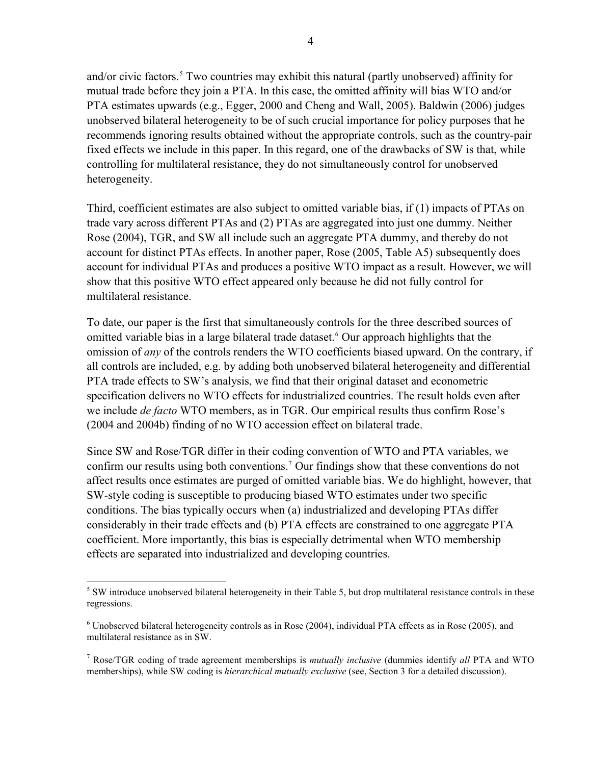and/or civic factors.[5] Two countries may exhibit this natural (partly unobserved) affinity for mutual trade before they join a PTA. In this case, the omitted affinity will bias WTO and/or PTA estimates upwards (e.g., Egger, 2000 and Cheng and Wall, 2005). Baldwin (2006) judges unobserved bilateral heterogeneity to be of such crucial importance for policy purposes that he recommends ignoring results obtained without the appropriate controls, such as the country-pair fixed effects we include in this paper. In this regard, one of the drawbacks of SW is that, while controlling for multilateral resistance, they do not simultaneously control for unobserved heterogeneity.

Third, coefficient estimates are also subject to omitted variable bias, if (1) impacts of PTAs on trade vary across different PTAs and (2) PTAs are aggregated into just one dummy. Neither Rose (2004), TGR, and SW all include such an aggregate PTA dummy, and thereby do not account for distinct PTAs effects. In another paper, Rose (2005, Table A5) subsequently does account for individual PTAs and produces a positive WTO impact as a result. However, we will show that this positive WTO effect appeared only because he did not fully control for multilateral resistance.

To date, our paper is the first that simultaneously controls for the three described sources of omitted variable bias in a large bilateral trade dataset.[6] Our approach highlights that the omission of *any* of the controls renders the WTO coefficients biased upward. On the contrary, if all controls are included, e.g. by adding both unobserved bilateral heterogeneity and differential PTA trade effects to SW's analysis, we find that their original dataset and econometric specification delivers no WTO effects for industrialized countries. The result holds even after we include *de facto* WTO members, as in TGR. Our empirical results thus confirm Rose's (2004 and 2004b) finding of no WTO accession effect on bilateral trade.

Since SW and Rose/TGR differ in their coding convention of WTO and PTA variables, we confirm our results using both conventions.[7] Our findings show that these conventions do not affect results once estimates are purged of omitted variable bias. We do highlight, however, that SW-style coding is susceptible to producing biased WTO estimates under two specific conditions. The bias typically occurs when (a) industrialized and developing PTAs differ considerably in their trade effects and (b) PTA effects are constrained to one aggregate PTA coefficient. More importantly, this bias is especially detrimental when WTO membership effects are separated into industrialized and developing countries.

---

[5] SW introduce unobserved bilateral heterogeneity in their Table 5, but drop multilateral resistance controls in these regressions.

[6] Unobserved bilateral heterogeneity controls as in Rose (2004), individual PTA effects as in Rose (2005), and multilateral resistance as in SW.

[7] Rose/TGR coding of trade agreement memberships is *mutually inclusive* (dummies identify *all* PTA and WTO memberships), while SW coding is *hierarchical mutually exclusive* (see, Section 3 for a detailed discussion).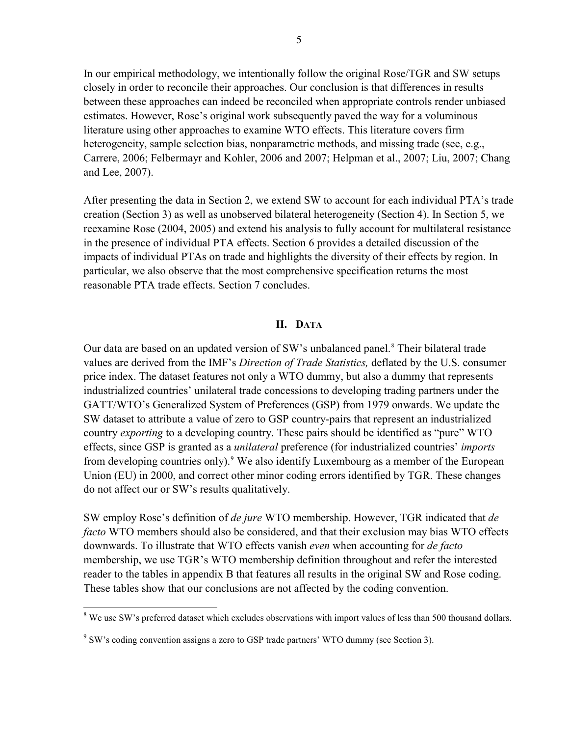In our empirical methodology, we intentionally follow the original Rose/TGR and SW setups closely in order to reconcile their approaches. Our conclusion is that differences in results between these approaches can indeed be reconciled when appropriate controls render unbiased estimates. However, Rose's original work subsequently paved the way for a voluminous literature using other approaches to examine WTO effects. This literature covers firm heterogeneity, sample selection bias, nonparametric methods, and missing trade (see, e.g., Carrere, 2006; Felbermayr and Kohler, 2006 and 2007; Helpman et al., 2007; Liu, 2007; Chang and Lee, 2007).

After presenting the data in Section 2, we extend SW to account for each individual PTA's trade creation (Section 3) as well as unobserved bilateral heterogeneity (Section 4). In Section 5, we reexamine Rose (2004, 2005) and extend his analysis to fully account for multilateral resistance in the presence of individual PTA effects. Section 6 provides a detailed discussion of the impacts of individual PTAs on trade and highlights the diversity of their effects by region. In particular, we also observe that the most comprehensive specification returns the most reasonable PTA trade effects. Section 7 concludes.

## II. Data

Our data are based on an updated version of SW's unbalanced panel.[8] Their bilateral trade values are derived from the IMF's *Direction of Trade Statistics,* deflated by the U.S. consumer price index. The dataset features not only a WTO dummy, but also a dummy that represents industrialized countries' unilateral trade concessions to developing trading partners under the GATT/WTO's Generalized System of Preferences (GSP) from 1979 onwards. We update the SW dataset to attribute a value of zero to GSP country-pairs that represent an industrialized country *exporting* to a developing country. These pairs should be identified as "pure" WTO effects, since GSP is granted as a *unilateral* preference (for industrialized countries' *imports* from developing countries only).[9] We also identify Luxembourg as a member of the European Union (EU) in 2000, and correct other minor coding errors identified by TGR. These changes do not affect our or SW's results qualitatively.

SW employ Rose's definition of *de jure* WTO membership. However, TGR indicated that *de facto* WTO members should also be considered, and that their exclusion may bias WTO effects downwards. To illustrate that WTO effects vanish *even* when accounting for *de facto* membership, we use TGR's WTO membership definition throughout and refer the interested reader to the tables in appendix B that features all results in the original SW and Rose coding. These tables show that our conclusions are not affected by the coding convention.

---

[8] We use SW's preferred dataset which excludes observations with import values of less than 500 thousand dollars.

[9] SW's coding convention assigns a zero to GSP trade partners' WTO dummy (see Section 3).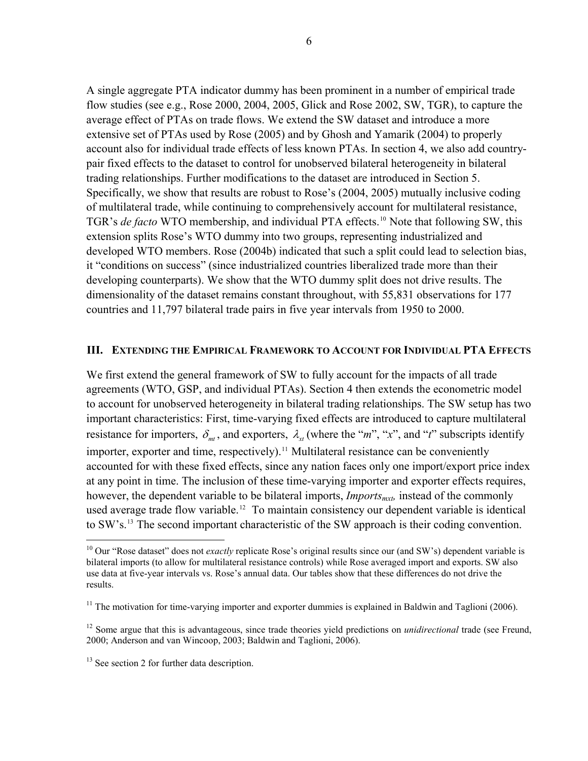A single aggregate PTA indicator dummy has been prominent in a number of empirical trade flow studies (see e.g., Rose 2000, 2004, 2005, Glick and Rose 2002, SW, TGR), to capture the average effect of PTAs on trade flows. We extend the SW dataset and introduce a more extensive set of PTAs used by Rose (2005) and by Ghosh and Yamarik (2004) to properly account also for individual trade effects of less known PTAs. In section 4, we also add country-pair fixed effects to the dataset to control for unobserved bilateral heterogeneity in bilateral trading relationships. Further modifications to the dataset are introduced in Section 5. Specifically, we show that results are robust to Rose's (2004, 2005) mutually inclusive coding of multilateral trade, while continuing to comprehensively account for multilateral resistance, TGR's *de facto* WTO membership, and individual PTA effects.[10] Note that following SW, this extension splits Rose's WTO dummy into two groups, representing industrialized and developed WTO members. Rose (2004b) indicated that such a split could lead to selection bias, it "conditions on success" (since industrialized countries liberalized trade more than their developing counterparts). We show that the WTO dummy split does not drive results. The dimensionality of the dataset remains constant throughout, with 55,831 observations for 177 countries and 11,797 bilateral trade pairs in five year intervals from 1950 to 2000.

## III. Extending the Empirical Framework to Account for Individual PTA Effects

We first extend the general framework of SW to fully account for the impacts of all trade agreements (WTO, GSP, and individual PTAs). Section 4 then extends the econometric model to account for unobserved heterogeneity in bilateral trading relationships. The SW setup has two important characteristics: First, time-varying fixed effects are introduced to capture multilateral resistance for importers, $\delta_{mt}$, and exporters, $\lambda_{xt}$ (where the "*m*", "*x*", and "*t*" subscripts identify importer, exporter and time, respectively).[11] Multilateral resistance can be conveniently accounted for with these fixed effects, since any nation faces only one import/export price index at any point in time. The inclusion of these time-varying importer and exporter effects requires, however, the dependent variable to be bilateral imports, $Imports_{mxt}$, instead of the commonly used average trade flow variable.[12] To maintain consistency our dependent variable is identical to SW's.[13] The second important characteristic of the SW approach is their coding convention.

---

[10] Our "Rose dataset" does not *exactly* replicate Rose's original results since our (and SW's) dependent variable is bilateral imports (to allow for multilateral resistance controls) while Rose averaged import and exports. SW also use data at five-year intervals vs. Rose's annual data. Our tables show that these differences do not drive the results.

[11] The motivation for time-varying importer and exporter dummies is explained in Baldwin and Taglioni (2006).

[12] Some argue that this is advantageous, since trade theories yield predictions on *unidirectional* trade (see Freund, 2000; Anderson and van Wincoop, 2003; Baldwin and Taglioni, 2006).

[13] See section 2 for further data description.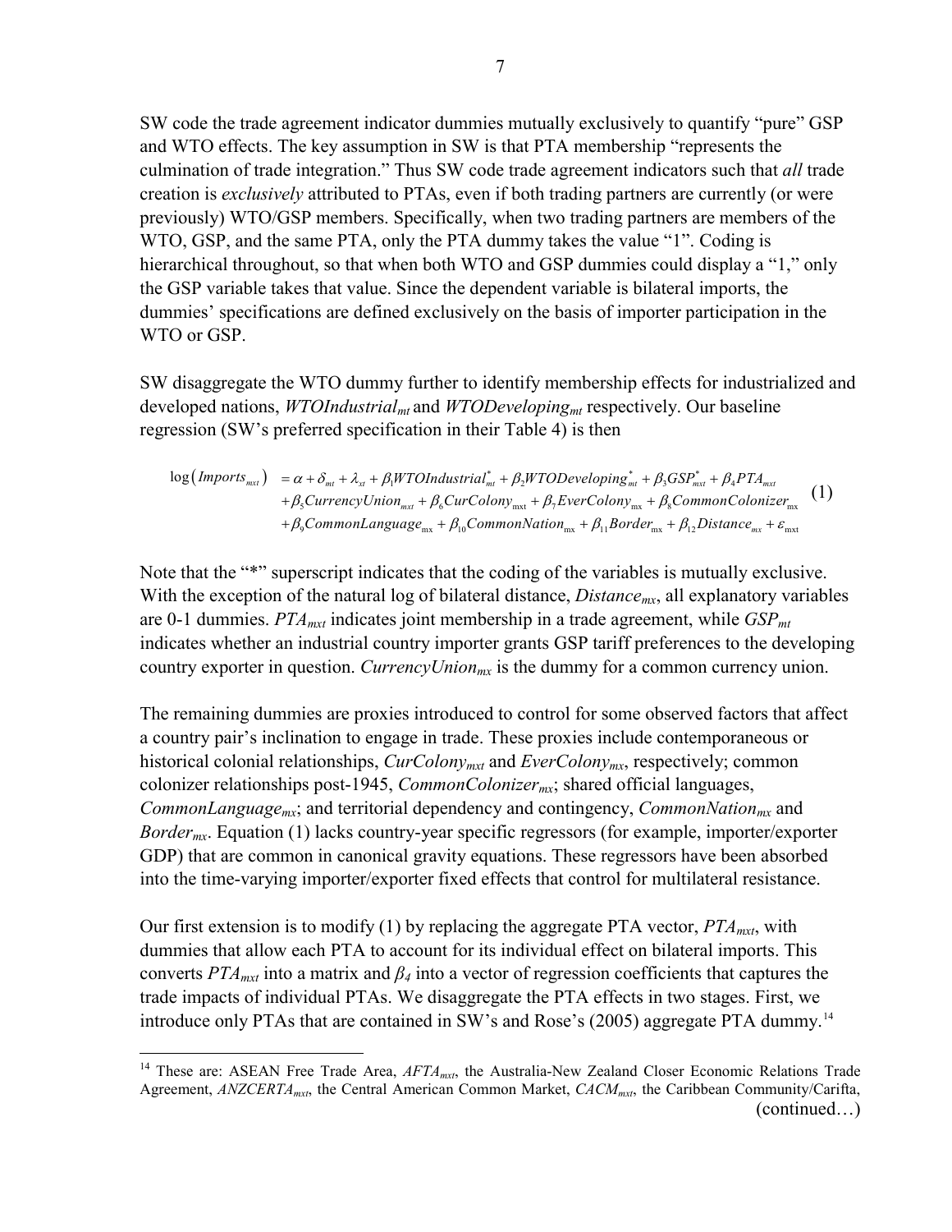SW code the trade agreement indicator dummies mutually exclusively to quantify "pure" GSP and WTO effects. The key assumption in SW is that PTA membership "represents the culmination of trade integration." Thus SW code trade agreement indicators such that *all* trade creation is *exclusively* attributed to PTAs, even if both trading partners are currently (or were previously) WTO/GSP members. Specifically, when two trading partners are members of the WTO, GSP, and the same PTA, only the PTA dummy takes the value "1". Coding is hierarchical throughout, so that when both WTO and GSP dummies could display a "1," only the GSP variable takes that value. Since the dependent variable is bilateral imports, the dummies' specifications are defined exclusively on the basis of importer participation in the WTO or GSP.

SW disaggregate the WTO dummy further to identify membership effects for industrialized and developed nations, $WTOIndustrial_{mt}$ and $WTODeveloping_{mt}$ respectively. Our baseline regression (SW's preferred specification in their Table 4) is then

$$
\begin{aligned}
\log\left(Imports_{mxt}\right) &= \alpha + \delta_{mt} + \lambda_{xt} + \beta_1 WTOIndustrial^{*}_{mt} + \beta_2 WTODeveloping^{*}_{mt} + \beta_3 GSP^{*}_{mxt} + \beta_4 PTA_{mxt} \\
&+ \beta_5 CurrencyUnion_{mxt} + \beta_6 CurColony_{mxt} + \beta_7 EverColony_{mx} + \beta_8 CommonColonizer_{mx} \\
&+ \beta_9 CommonLanguage_{mx} + \beta_{10} CommonNation_{mx} + \beta_{11} Border_{mx} + \beta_{12} Distance_{mx} + \varepsilon_{mxt}
\end{aligned} \tag{1}
$$

Note that the "*" superscript indicates that the coding of the variables is mutually exclusive. With the exception of the natural log of bilateral distance, $Distance_{mx}$, all explanatory variables are 0-1 dummies. $PTA_{mxt}$ indicates joint membership in a trade agreement, while $GSP_{mt}$ indicates whether an industrial country importer grants GSP tariff preferences to the developing country exporter in question. $CurrencyUnion_{mx}$ is the dummy for a common currency union.

The remaining dummies are proxies introduced to control for some observed factors that affect a country pair's inclination to engage in trade. These proxies include contemporaneous or historical colonial relationships, $CurColony_{mxt}$ and $EverColony_{mx}$, respectively; common colonizer relationships post-1945, $CommonColonizer_{mx}$; shared official languages, $CommonLanguage_{mx}$; and territorial dependency and contingency, $CommonNation_{mx}$ and $Border_{mx}$. Equation (1) lacks country-year specific regressors (for example, importer/exporter GDP) that are common in canonical gravity equations. These regressors have been absorbed into the time-varying importer/exporter fixed effects that control for multilateral resistance.

Our first extension is to modify (1) by replacing the aggregate PTA vector, $PTA_{mxt}$, with dummies that allow each PTA to account for its individual effect on bilateral imports. This converts $PTA_{mxt}$ into a matrix and $\beta_4$ into a vector of regression coefficients that captures the trade impacts of individual PTAs. We disaggregate the PTA effects in two stages. First, we introduce only PTAs that are contained in SW's and Rose's (2005) aggregate PTA dummy.[14]

[14] These are: ASEAN Free Trade Area, $AFTA_{mxt}$, the Australia-New Zealand Closer Economic Relations Trade Agreement, $ANZCERTA_{mxt}$, the Central American Common Market, $CACM_{mxt}$, the Caribbean Community/Carifta, (continued…)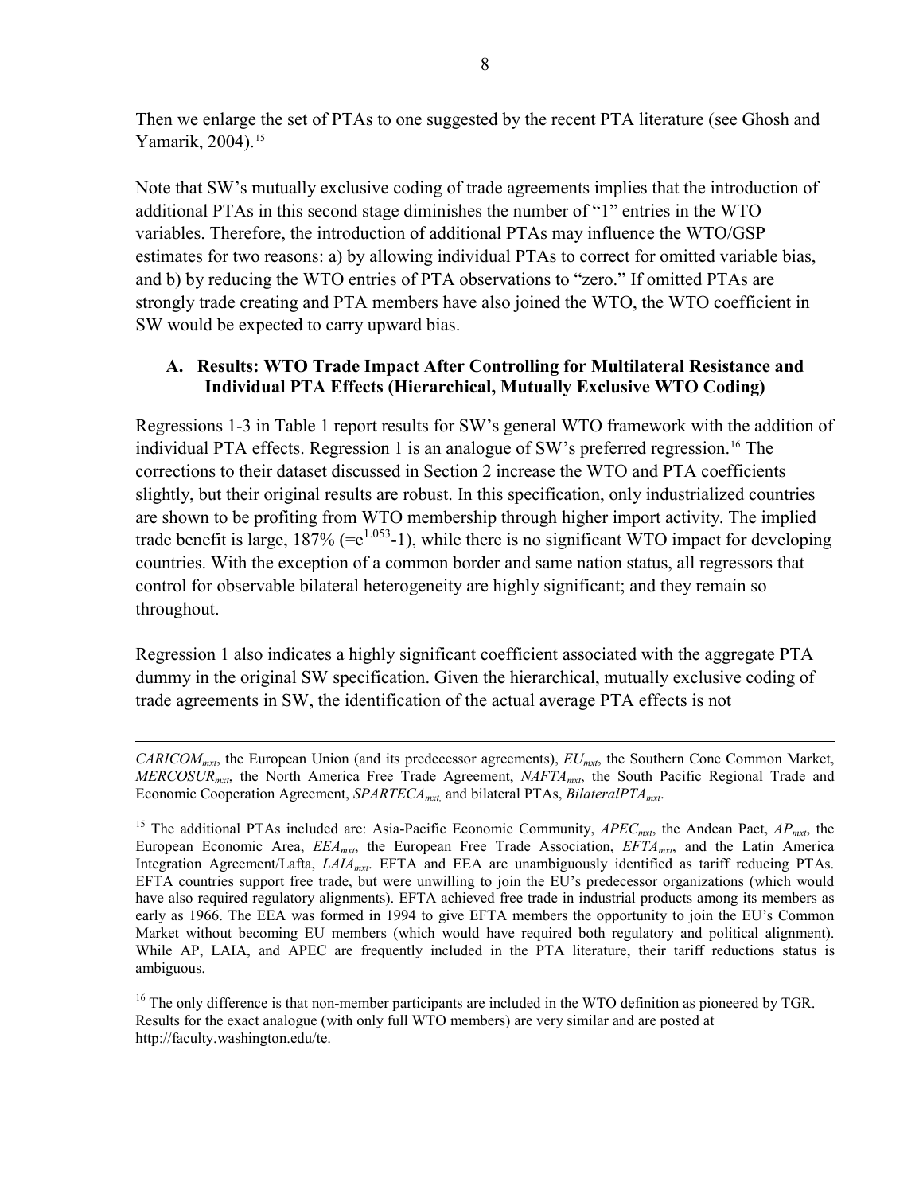Then we enlarge the set of PTAs to one suggested by the recent PTA literature (see Ghosh and Yamarik, 2004).[15]

Note that SW's mutually exclusive coding of trade agreements implies that the introduction of additional PTAs in this second stage diminishes the number of "1" entries in the WTO variables. Therefore, the introduction of additional PTAs may influence the WTO/GSP estimates for two reasons: a) by allowing individual PTAs to correct for omitted variable bias, and b) by reducing the WTO entries of PTA observations to "zero." If omitted PTAs are strongly trade creating and PTA members have also joined the WTO, the WTO coefficient in SW would be expected to carry upward bias.

### A. Results: WTO Trade Impact After Controlling for Multilateral Resistance and Individual PTA Effects (Hierarchical, Mutually Exclusive WTO Coding)

Regressions 1-3 in Table 1 report results for SW's general WTO framework with the addition of individual PTA effects. Regression 1 is an analogue of SW's preferred regression.[16] The corrections to their dataset discussed in Section 2 increase the WTO and PTA coefficients slightly, but their original results are robust. In this specification, only industrialized countries are shown to be profiting from WTO membership through higher import activity. The implied trade benefit is large, 187% ($=e^{1.053}-1$), while there is no significant WTO impact for developing countries. With the exception of a common border and same nation status, all regressors that control for observable bilateral heterogeneity are highly significant; and they remain so throughout.

Regression 1 also indicates a highly significant coefficient associated with the aggregate PTA dummy in the original SW specification. Given the hierarchical, mutually exclusive coding of trade agreements in SW, the identification of the actual average PTA effects is not

---

$CARICOM_{mxt}$, the European Union (and its predecessor agreements), $EU_{mxt}$, the Southern Cone Common Market, $MERCOSUR_{mxt}$, the North America Free Trade Agreement, $NAFTA_{mxt}$, the South Pacific Regional Trade and Economic Cooperation Agreement, $SPARTECA_{mxt,}$ and bilateral PTAs, $BilateralPTA_{mxt}$.

[15] The additional PTAs included are: Asia-Pacific Economic Community, $APEC_{mxt}$, the Andean Pact, $AP_{mxt}$, the European Economic Area, $EEA_{mxt}$, the European Free Trade Association, $EFTA_{mxt}$, and the Latin America Integration Agreement/Lafta, $LAIA_{mxt}$. EFTA and EEA are unambiguously identified as tariff reducing PTAs. EFTA countries support free trade, but were unwilling to join the EU's predecessor organizations (which would have also required regulatory alignments). EFTA achieved free trade in industrial products among its members as early as 1966. The EEA was formed in 1994 to give EFTA members the opportunity to join the EU's Common Market without becoming EU members (which would have required both regulatory and political alignment). While AP, LAIA, and APEC are frequently included in the PTA literature, their tariff reductions status is ambiguous.

[16] The only difference is that non-member participants are included in the WTO definition as pioneered by TGR. Results for the exact analogue (with only full WTO members) are very similar and are posted at http://faculty.washington.edu/te.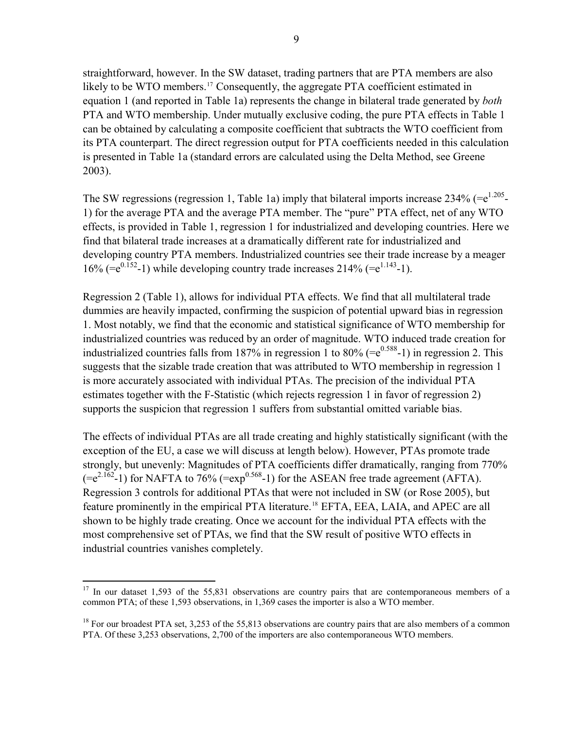straightforward, however. In the SW dataset, trading partners that are PTA members are also likely to be WTO members.[17] Consequently, the aggregate PTA coefficient estimated in equation 1 (and reported in Table 1a) represents the change in bilateral trade generated by *both* PTA and WTO membership. Under mutually exclusive coding, the pure PTA effects in Table 1 can be obtained by calculating a composite coefficient that subtracts the WTO coefficient from its PTA counterpart. The direct regression output for PTA coefficients needed in this calculation is presented in Table 1a (standard errors are calculated using the Delta Method, see Greene 2003).

The SW regressions (regression 1, Table 1a) imply that bilateral imports increase 234% ($=e^{1.205}-1$) for the average PTA and the average PTA member. The "pure" PTA effect, net of any WTO effects, is provided in Table 1, regression 1 for industrialized and developing countries. Here we find that bilateral trade increases at a dramatically different rate for industrialized and developing country PTA members. Industrialized countries see their trade increase by a meager 16% ($=e^{0.152}-1$) while developing country trade increases 214% ($=e^{1.143}-1$).

Regression 2 (Table 1), allows for individual PTA effects. We find that all multilateral trade dummies are heavily impacted, confirming the suspicion of potential upward bias in regression 1. Most notably, we find that the economic and statistical significance of WTO membership for industrialized countries was reduced by an order of magnitude. WTO induced trade creation for industrialized countries falls from 187% in regression 1 to 80% ($=e^{0.588}-1$) in regression 2. This suggests that the sizable trade creation that was attributed to WTO membership in regression 1 is more accurately associated with individual PTAs. The precision of the individual PTA estimates together with the F-Statistic (which rejects regression 1 in favor of regression 2) supports the suspicion that regression 1 suffers from substantial omitted variable bias.

The effects of individual PTAs are all trade creating and highly statistically significant (with the exception of the EU, a case we will discuss at length below). However, PTAs promote trade strongly, but unevenly: Magnitudes of PTA coefficients differ dramatically, ranging from 770% ($=e^{2.162}-1$) for NAFTA to 76% ($=\exp^{0.568}-1$) for the ASEAN free trade agreement (AFTA). Regression 3 controls for additional PTAs that were not included in SW (or Rose 2005), but feature prominently in the empirical PTA literature.[18] EFTA, EEA, LAIA, and APEC are all shown to be highly trade creating. Once we account for the individual PTA effects with the most comprehensive set of PTAs, we find that the SW result of positive WTO effects in industrial countries vanishes completely.

---

[17] In our dataset 1,593 of the 55,831 observations are country pairs that are contemporaneous members of a common PTA; of these 1,593 observations, in 1,369 cases the importer is also a WTO member.

[18] For our broadest PTA set, 3,253 of the 55,813 observations are country pairs that are also members of a common PTA. Of these 3,253 observations, 2,700 of the importers are also contemporaneous WTO members.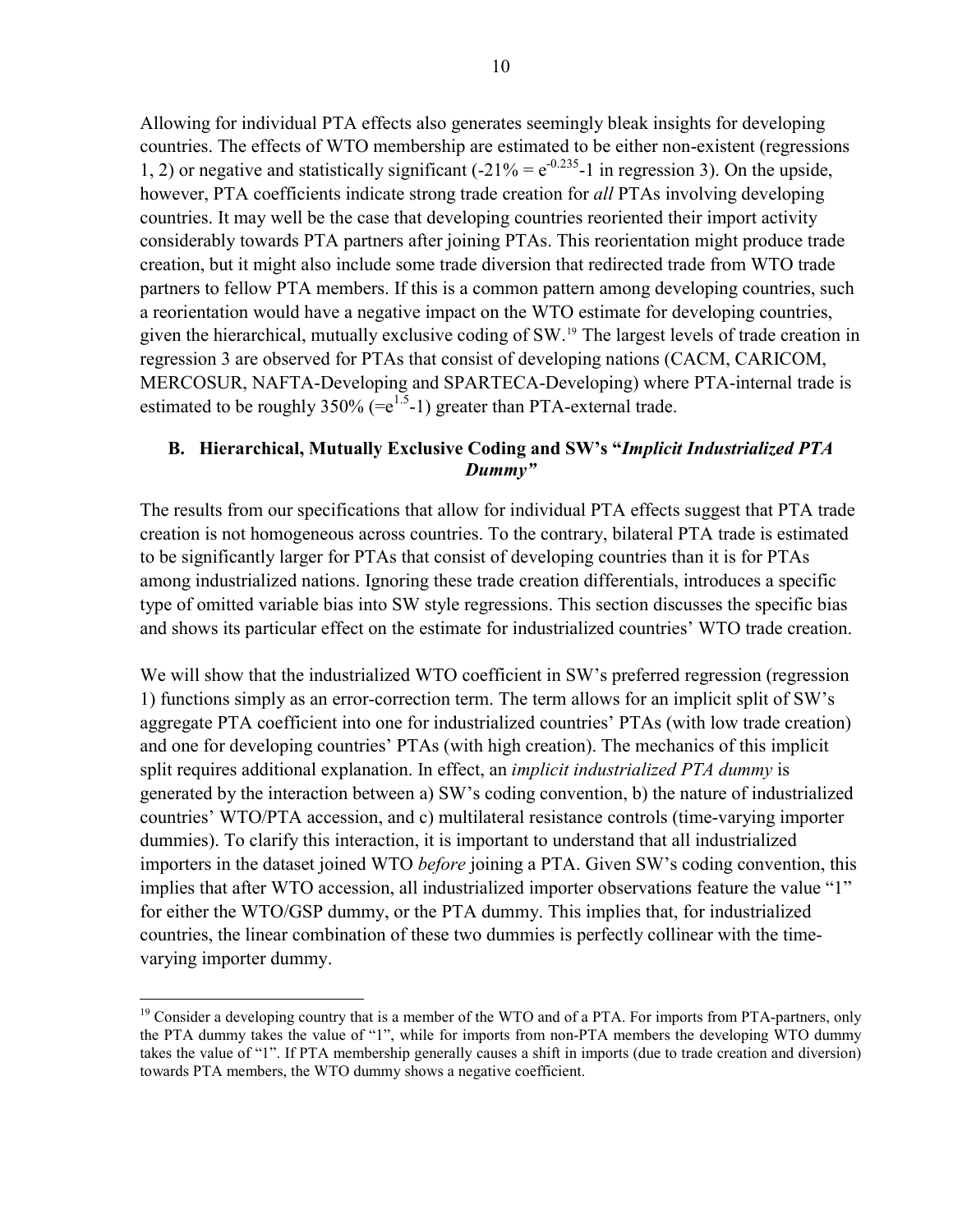Allowing for individual PTA effects also generates seemingly bleak insights for developing countries. The effects of WTO membership are estimated to be either non-existent (regressions 1, 2) or negative and statistically significant ($-21\% = e^{-0.235}-1$ in regression 3). On the upside, however, PTA coefficients indicate strong trade creation for *all* PTAs involving developing countries. It may well be the case that developing countries reoriented their import activity considerably towards PTA partners after joining PTAs. This reorientation might produce trade creation, but it might also include some trade diversion that redirected trade from WTO trade partners to fellow PTA members. If this is a common pattern among developing countries, such a reorientation would have a negative impact on the WTO estimate for developing countries, given the hierarchical, mutually exclusive coding of SW.[19] The largest levels of trade creation in regression 3 are observed for PTAs that consist of developing nations (CACM, CARICOM, MERCOSUR, NAFTA-Developing and SPARTECA-Developing) where PTA-internal trade is estimated to be roughly 350% ($=e^{1.5}-1$) greater than PTA-external trade.

## B. Hierarchical, Mutually Exclusive Coding and SW's "*Implicit Industrialized PTA Dummy"*

The results from our specifications that allow for individual PTA effects suggest that PTA trade creation is not homogeneous across countries. To the contrary, bilateral PTA trade is estimated to be significantly larger for PTAs that consist of developing countries than it is for PTAs among industrialized nations. Ignoring these trade creation differentials, introduces a specific type of omitted variable bias into SW style regressions. This section discusses the specific bias and shows its particular effect on the estimate for industrialized countries' WTO trade creation.

We will show that the industrialized WTO coefficient in SW's preferred regression (regression 1) functions simply as an error-correction term. The term allows for an implicit split of SW's aggregate PTA coefficient into one for industrialized countries' PTAs (with low trade creation) and one for developing countries' PTAs (with high creation). The mechanics of this implicit split requires additional explanation. In effect, an *implicit industrialized PTA dummy* is generated by the interaction between a) SW's coding convention, b) the nature of industrialized countries' WTO/PTA accession, and c) multilateral resistance controls (time-varying importer dummies). To clarify this interaction, it is important to understand that all industrialized importers in the dataset joined WTO *before* joining a PTA. Given SW's coding convention, this implies that after WTO accession, all industrialized importer observations feature the value "1" for either the WTO/GSP dummy, or the PTA dummy. This implies that, for industrialized countries, the linear combination of these two dummies is perfectly collinear with the time-varying importer dummy.

---

[19] Consider a developing country that is a member of the WTO and of a PTA. For imports from PTA-partners, only the PTA dummy takes the value of "1", while for imports from non-PTA members the developing WTO dummy takes the value of "1". If PTA membership generally causes a shift in imports (due to trade creation and diversion) towards PTA members, the WTO dummy shows a negative coefficient.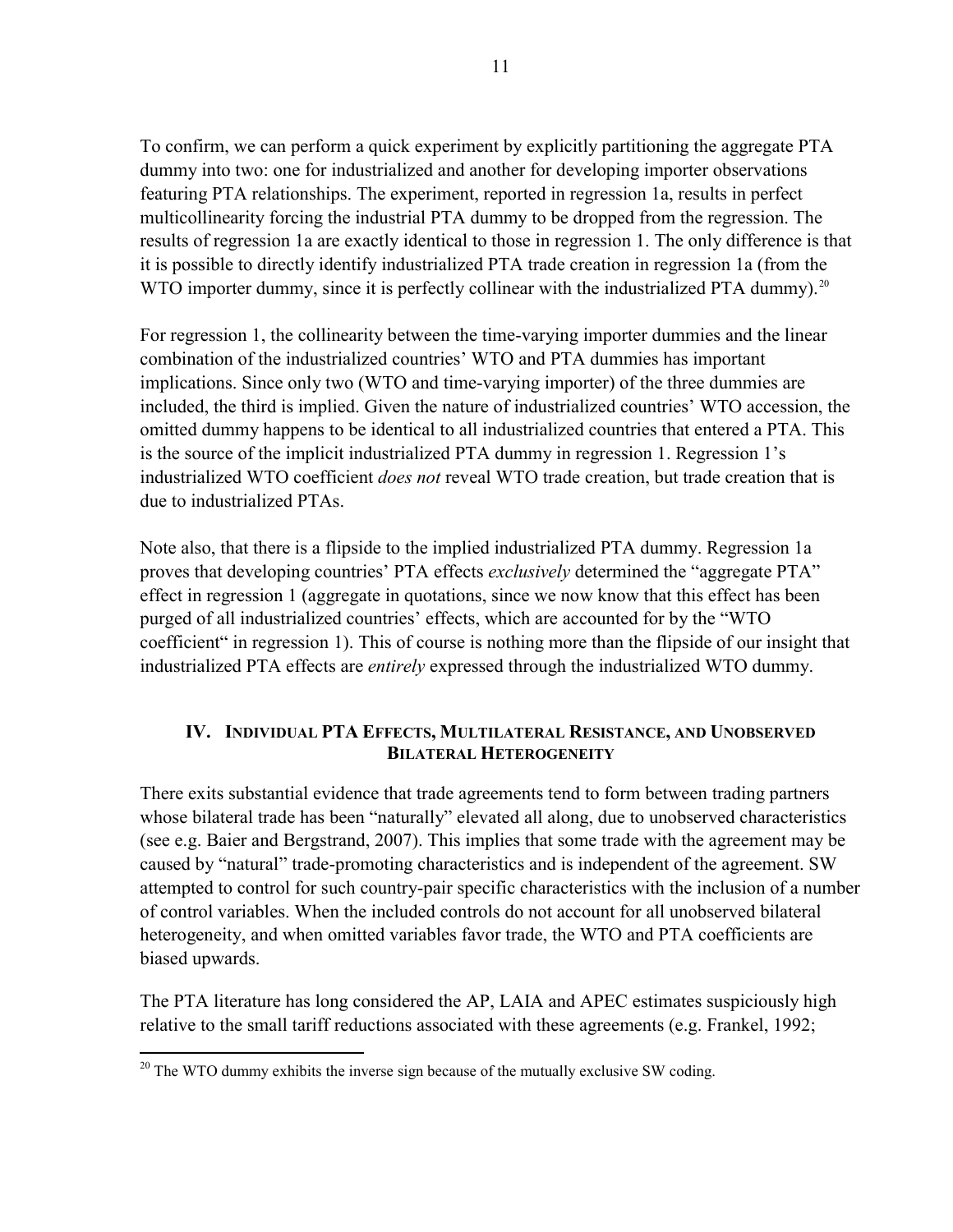To confirm, we can perform a quick experiment by explicitly partitioning the aggregate PTA dummy into two: one for industrialized and another for developing importer observations featuring PTA relationships. The experiment, reported in regression 1a, results in perfect multicollinearity forcing the industrial PTA dummy to be dropped from the regression. The results of regression 1a are exactly identical to those in regression 1. The only difference is that it is possible to directly identify industrialized PTA trade creation in regression 1a (from the WTO importer dummy, since it is perfectly collinear with the industrialized PTA dummy).[20]

For regression 1, the collinearity between the time-varying importer dummies and the linear combination of the industrialized countries' WTO and PTA dummies has important implications. Since only two (WTO and time-varying importer) of the three dummies are included, the third is implied. Given the nature of industrialized countries' WTO accession, the omitted dummy happens to be identical to all industrialized countries that entered a PTA. This is the source of the implicit industrialized PTA dummy in regression 1. Regression 1's industrialized WTO coefficient *does not* reveal WTO trade creation, but trade creation that is due to industrialized PTAs.

Note also, that there is a flipside to the implied industrialized PTA dummy. Regression 1a proves that developing countries' PTA effects *exclusively* determined the "aggregate PTA" effect in regression 1 (aggregate in quotations, since we now know that this effect has been purged of all industrialized countries' effects, which are accounted for by the "WTO coefficient" in regression 1). This of course is nothing more than the flipside of our insight that industrialized PTA effects are *entirely* expressed through the industrialized WTO dummy.

## IV. Individual PTA Effects, Multilateral Resistance, and Unobserved Bilateral Heterogeneity

There exits substantial evidence that trade agreements tend to form between trading partners whose bilateral trade has been "naturally" elevated all along, due to unobserved characteristics (see e.g. Baier and Bergstrand, 2007). This implies that some trade with the agreement may be caused by "natural" trade-promoting characteristics and is independent of the agreement. SW attempted to control for such country-pair specific characteristics with the inclusion of a number of control variables. When the included controls do not account for all unobserved bilateral heterogeneity, and when omitted variables favor trade, the WTO and PTA coefficients are biased upwards.

The PTA literature has long considered the AP, LAIA and APEC estimates suspiciously high relative to the small tariff reductions associated with these agreements (e.g. Frankel, 1992;

[20] The WTO dummy exhibits the inverse sign because of the mutually exclusive SW coding.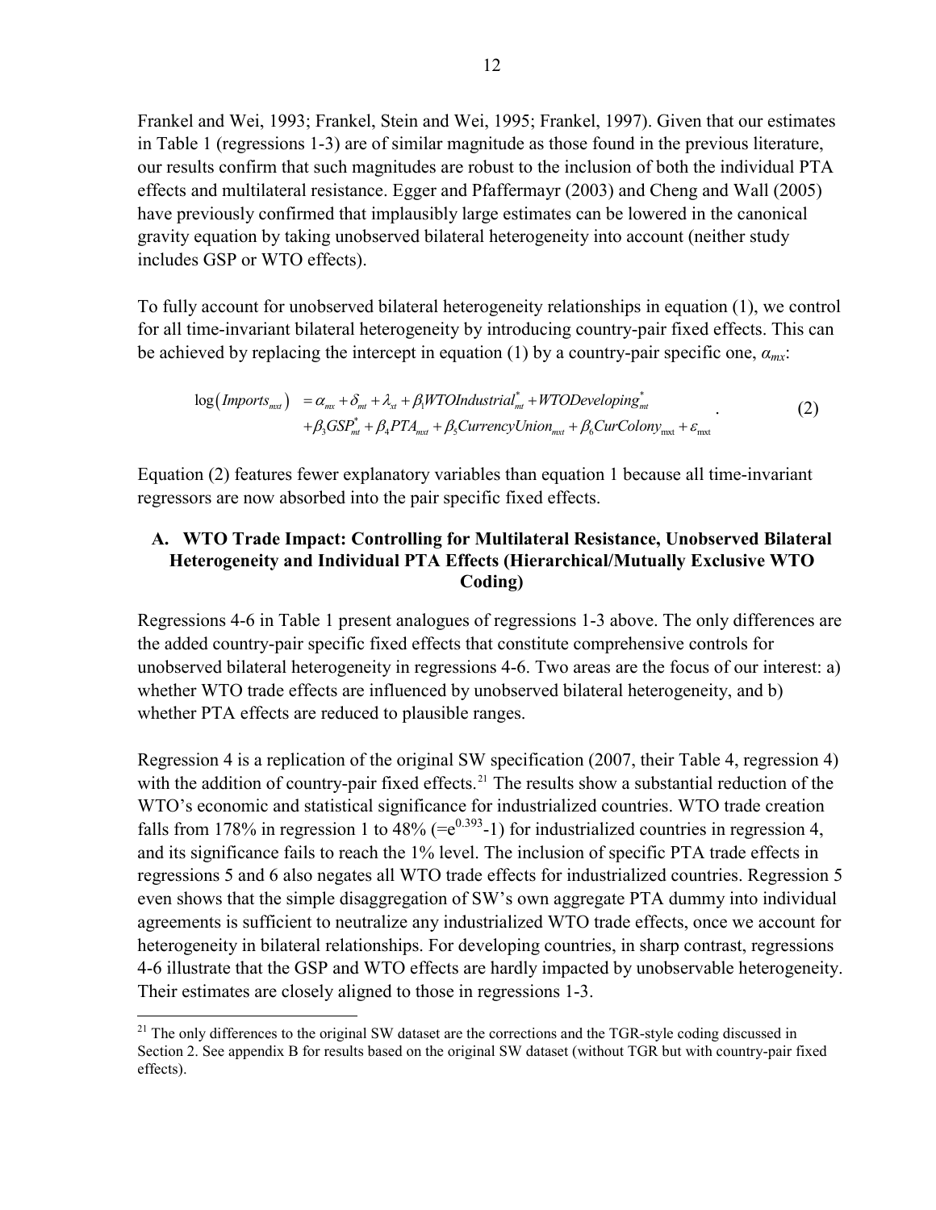Frankel and Wei, 1993; Frankel, Stein and Wei, 1995; Frankel, 1997). Given that our estimates in Table 1 (regressions 1-3) are of similar magnitude as those found in the previous literature, our results confirm that such magnitudes are robust to the inclusion of both the individual PTA effects and multilateral resistance. Egger and Pfaffermayr (2003) and Cheng and Wall (2005) have previously confirmed that implausibly large estimates can be lowered in the canonical gravity equation by taking unobserved bilateral heterogeneity into account (neither study includes GSP or WTO effects).

To fully account for unobserved bilateral heterogeneity relationships in equation (1), we control for all time-invariant bilateral heterogeneity by introducing country-pair fixed effects. This can be achieved by replacing the intercept in equation (1) by a country-pair specific one, $\alpha_{mx}$:

$$\begin{aligned} \log\left(Imports_{mxt}\right) &= \alpha_{mx} + \delta_{mt} + \lambda_{xt} + \beta_1 WTOIndustrial^*_{mt} + WTODeveloping^*_{mt} \\ &+ \beta_3 GSP^*_{mt} + \beta_4 PTA_{mxt} + \beta_5 CurrencyUnion_{mxt} + \beta_6 CurColony_{mxt} + \varepsilon_{mxt} \end{aligned} \quad . \qquad (2)$$

Equation (2) features fewer explanatory variables than equation 1 because all time-invariant regressors are now absorbed into the pair specific fixed effects.

## A. WTO Trade Impact: Controlling for Multilateral Resistance, Unobserved Bilateral Heterogeneity and Individual PTA Effects (Hierarchical/Mutually Exclusive WTO Coding)

Regressions 4-6 in Table 1 present analogues of regressions 1-3 above. The only differences are the added country-pair specific fixed effects that constitute comprehensive controls for unobserved bilateral heterogeneity in regressions 4-6. Two areas are the focus of our interest: a) whether WTO trade effects are influenced by unobserved bilateral heterogeneity, and b) whether PTA effects are reduced to plausible ranges.

Regression 4 is a replication of the original SW specification (2007, their Table 4, regression 4) with the addition of country-pair fixed effects.[21] The results show a substantial reduction of the WTO's economic and statistical significance for industrialized countries. WTO trade creation falls from 178% in regression 1 to 48% ($=e^{0.393}-1$) for industrialized countries in regression 4, and its significance fails to reach the 1% level. The inclusion of specific PTA trade effects in regressions 5 and 6 also negates all WTO trade effects for industrialized countries. Regression 5 even shows that the simple disaggregation of SW's own aggregate PTA dummy into individual agreements is sufficient to neutralize any industrialized WTO trade effects, once we account for heterogeneity in bilateral relationships. For developing countries, in sharp contrast, regressions 4-6 illustrate that the GSP and WTO effects are hardly impacted by unobservable heterogeneity. Their estimates are closely aligned to those in regressions 1-3.

[21] The only differences to the original SW dataset are the corrections and the TGR-style coding discussed in Section 2. See appendix B for results based on the original SW dataset (without TGR but with country-pair fixed effects).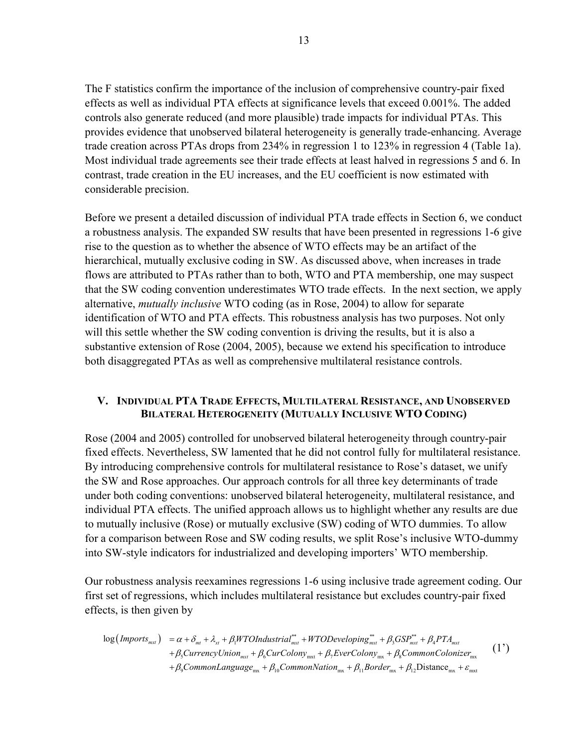The F statistics confirm the importance of the inclusion of comprehensive country-pair fixed effects as well as individual PTA effects at significance levels that exceed 0.001%. The added controls also generate reduced (and more plausible) trade impacts for individual PTAs. This provides evidence that unobserved bilateral heterogeneity is generally trade-enhancing. Average trade creation across PTAs drops from 234% in regression 1 to 123% in regression 4 (Table 1a). Most individual trade agreements see their trade effects at least halved in regressions 5 and 6. In contrast, trade creation in the EU increases, and the EU coefficient is now estimated with considerable precision.

Before we present a detailed discussion of individual PTA trade effects in Section 6, we conduct a robustness analysis. The expanded SW results that have been presented in regressions 1-6 give rise to the question as to whether the absence of WTO effects may be an artifact of the hierarchical, mutually exclusive coding in SW. As discussed above, when increases in trade flows are attributed to PTAs rather than to both, WTO and PTA membership, one may suspect that the SW coding convention underestimates WTO trade effects. In the next section, we apply alternative, *mutually inclusive* WTO coding (as in Rose, 2004) to allow for separate identification of WTO and PTA effects. This robustness analysis has two purposes. Not only will this settle whether the SW coding convention is driving the results, but it is also a substantive extension of Rose (2004, 2005), because we extend his specification to introduce both disaggregated PTAs as well as comprehensive multilateral resistance controls.

## V. Individual PTA Trade Effects, Multilateral Resistance, and Unobserved Bilateral Heterogeneity (Mutually Inclusive WTO Coding)

Rose (2004 and 2005) controlled for unobserved bilateral heterogeneity through country-pair fixed effects. Nevertheless, SW lamented that he did not control fully for multilateral resistance. By introducing comprehensive controls for multilateral resistance to Rose's dataset, we unify the SW and Rose approaches. Our approach controls for all three key determinants of trade under both coding conventions: unobserved bilateral heterogeneity, multilateral resistance, and individual PTA effects. The unified approach allows us to highlight whether any results are due to mutually inclusive (Rose) or mutually exclusive (SW) coding of WTO dummies. To allow for a comparison between Rose and SW coding results, we split Rose's inclusive WTO-dummy into SW-style indicators for industrialized and developing importers' WTO membership.

Our robustness analysis reexamines regressions 1-6 using inclusive trade agreement coding. Our first set of regressions, which includes multilateral resistance but excludes country-pair fixed effects, is then given by

$$
\begin{aligned}
\log\left(Imports_{mxt}\right) \; &= \alpha + \delta_{mt} + \lambda_{xt} + \beta_1 WTOIndustrial_{mxt}^{**} + WTODeveloping_{mxt}^{**} + \beta_3 GSP_{mxt}^{**} + \beta_4 PTA_{mxt} \\
&+ \beta_5 CurrencyUnion_{mxt} + \beta_6 CurColony_{mxt} + \beta_7 EverColony_{mx} + \beta_8 CommonColonizer_{mx} \\
&+ \beta_9 CommonLanguage_{mx} + \beta_{10} CommonNation_{mx} + \beta_{11} Border_{mx} + \beta_{12} \text{Distance}_{mx} + \varepsilon_{mxt}
\end{aligned}
\qquad (1')
$$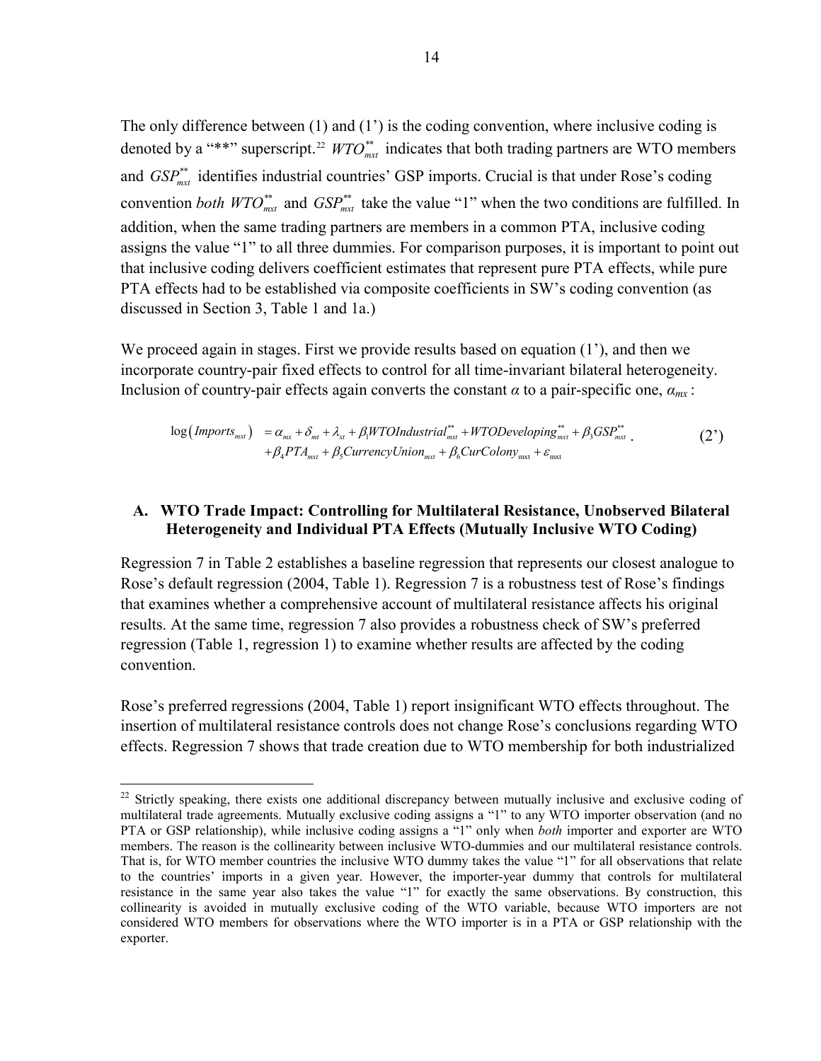The only difference between (1) and (1') is the coding convention, where inclusive coding is denoted by a "**" superscript.[22] $WTO^{**}_{mxt}$ indicates that both trading partners are WTO members and $GSP^{**}_{mxt}$ identifies industrial countries' GSP imports. Crucial is that under Rose's coding convention *both* $WTO^{**}_{mxt}$ and $GSP^{**}_{mxt}$ take the value "1" when the two conditions are fulfilled. In addition, when the same trading partners are members in a common PTA, inclusive coding assigns the value "1" to all three dummies. For comparison purposes, it is important to point out that inclusive coding delivers coefficient estimates that represent pure PTA effects, while pure PTA effects had to be established via composite coefficients in SW's coding convention (as discussed in Section 3, Table 1 and 1a.)

We proceed again in stages. First we provide results based on equation (1'), and then we incorporate country-pair fixed effects to control for all time-invariant bilateral heterogeneity. Inclusion of country-pair effects again converts the constant $\alpha$ to a pair-specific one, $\alpha_{mx}$:

$$\begin{aligned}\log\left(Imports_{mxt}\right) &= \alpha_{mx} + \delta_{mt} + \lambda_{xt} + \beta_1 WTOIndustrial^{**}_{mxt} + WTODeveloping^{**}_{mxt} + \beta_3 GSP^{**}_{mxt} \\ &\quad + \beta_4 PTA_{mxt} + \beta_5 CurrencyUnion_{mxt} + \beta_6 CurColony_{mxt} + \varepsilon_{mxt}\end{aligned} \qquad (2')$$

### A. WTO Trade Impact: Controlling for Multilateral Resistance, Unobserved Bilateral Heterogeneity and Individual PTA Effects (Mutually Inclusive WTO Coding)

Regression 7 in Table 2 establishes a baseline regression that represents our closest analogue to Rose's default regression (2004, Table 1). Regression 7 is a robustness test of Rose's findings that examines whether a comprehensive account of multilateral resistance affects his original results. At the same time, regression 7 also provides a robustness check of SW's preferred regression (Table 1, regression 1) to examine whether results are affected by the coding convention.

Rose's preferred regressions (2004, Table 1) report insignificant WTO effects throughout. The insertion of multilateral resistance controls does not change Rose's conclusions regarding WTO effects. Regression 7 shows that trade creation due to WTO membership for both industrialized

[22] Strictly speaking, there exists one additional discrepancy between mutually inclusive and exclusive coding of multilateral trade agreements. Mutually exclusive coding assigns a "1" to any WTO importer observation (and no PTA or GSP relationship), while inclusive coding assigns a "1" only when *both* importer and exporter are WTO members. The reason is the collinearity between inclusive WTO-dummies and our multilateral resistance controls. That is, for WTO member countries the inclusive WTO dummy takes the value "1" for all observations that relate to the countries' imports in a given year. However, the importer-year dummy that controls for multilateral resistance in the same year also takes the value "1" for exactly the same observations. By construction, this collinearity is avoided in mutually exclusive coding of the WTO variable, because WTO importers are not considered WTO members for observations where the WTO importer is in a PTA or GSP relationship with the exporter.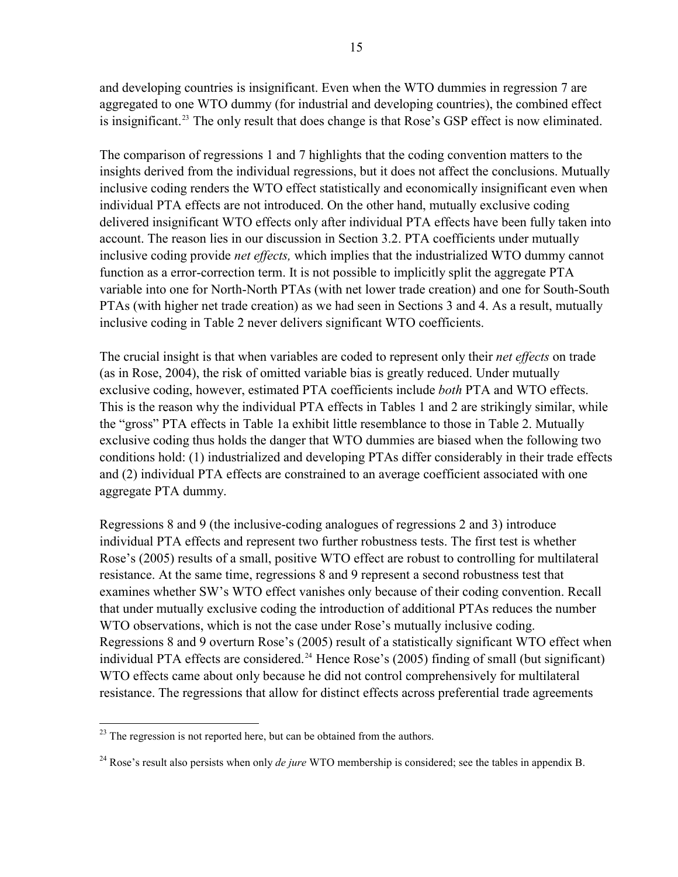and developing countries is insignificant. Even when the WTO dummies in regression 7 are aggregated to one WTO dummy (for industrial and developing countries), the combined effect is insignificant.[23] The only result that does change is that Rose's GSP effect is now eliminated.

The comparison of regressions 1 and 7 highlights that the coding convention matters to the insights derived from the individual regressions, but it does not affect the conclusions. Mutually inclusive coding renders the WTO effect statistically and economically insignificant even when individual PTA effects are not introduced. On the other hand, mutually exclusive coding delivered insignificant WTO effects only after individual PTA effects have been fully taken into account. The reason lies in our discussion in Section 3.2. PTA coefficients under mutually inclusive coding provide *net effects,* which implies that the industrialized WTO dummy cannot function as a error-correction term. It is not possible to implicitly split the aggregate PTA variable into one for North-North PTAs (with net lower trade creation) and one for South-South PTAs (with higher net trade creation) as we had seen in Sections 3 and 4. As a result, mutually inclusive coding in Table 2 never delivers significant WTO coefficients.

The crucial insight is that when variables are coded to represent only their *net effects* on trade (as in Rose, 2004), the risk of omitted variable bias is greatly reduced. Under mutually exclusive coding, however, estimated PTA coefficients include *both* PTA and WTO effects. This is the reason why the individual PTA effects in Tables 1 and 2 are strikingly similar, while the "gross" PTA effects in Table 1a exhibit little resemblance to those in Table 2. Mutually exclusive coding thus holds the danger that WTO dummies are biased when the following two conditions hold: (1) industrialized and developing PTAs differ considerably in their trade effects and (2) individual PTA effects are constrained to an average coefficient associated with one aggregate PTA dummy.

Regressions 8 and 9 (the inclusive-coding analogues of regressions 2 and 3) introduce individual PTA effects and represent two further robustness tests. The first test is whether Rose's (2005) results of a small, positive WTO effect are robust to controlling for multilateral resistance. At the same time, regressions 8 and 9 represent a second robustness test that examines whether SW's WTO effect vanishes only because of their coding convention. Recall that under mutually exclusive coding the introduction of additional PTAs reduces the number WTO observations, which is not the case under Rose's mutually inclusive coding. Regressions 8 and 9 overturn Rose's (2005) result of a statistically significant WTO effect when individual PTA effects are considered.[24] Hence Rose's (2005) finding of small (but significant) WTO effects came about only because he did not control comprehensively for multilateral resistance. The regressions that allow for distinct effects across preferential trade agreements

[23] The regression is not reported here, but can be obtained from the authors.

[24] Rose's result also persists when only *de jure* WTO membership is considered; see the tables in appendix B.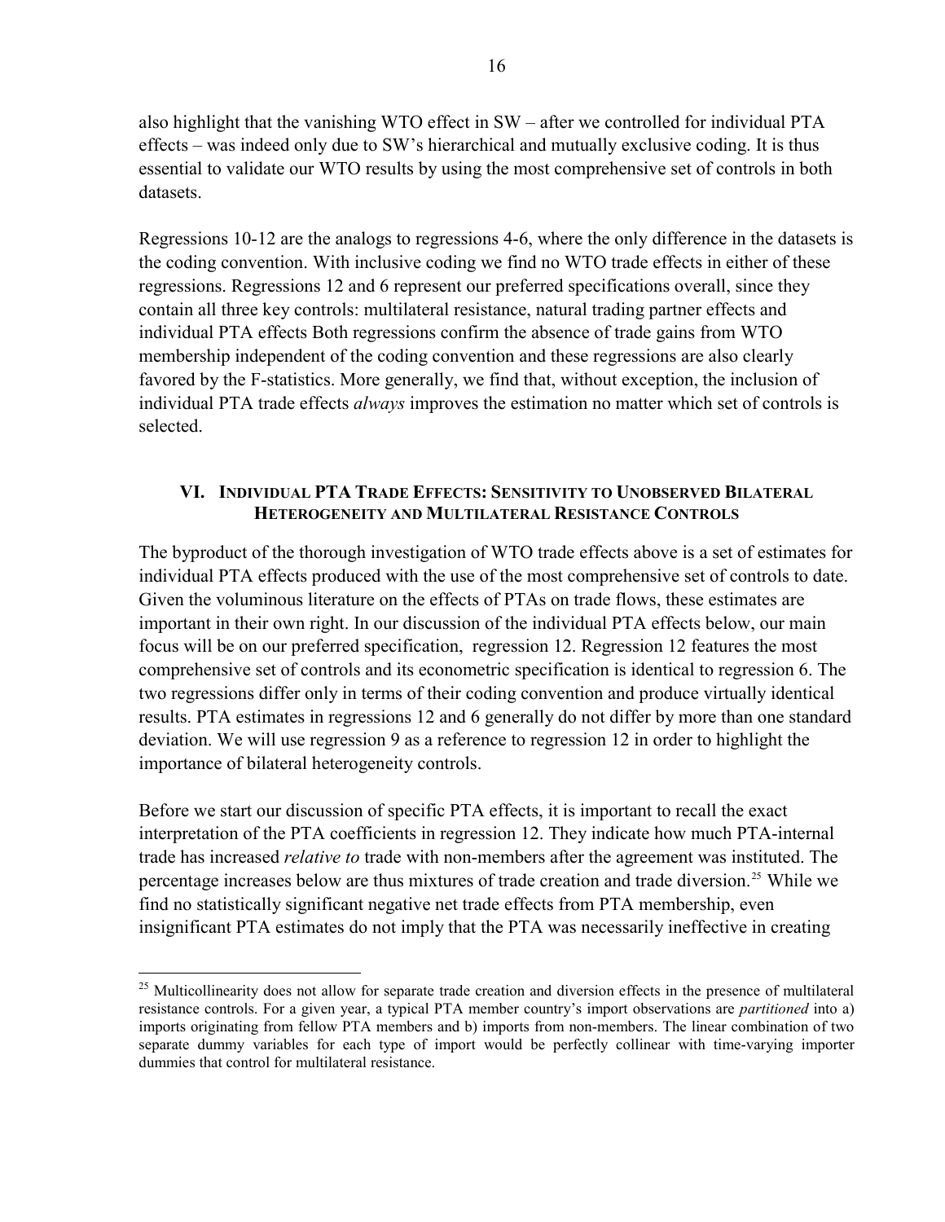also highlight that the vanishing WTO effect in SW – after we controlled for individual PTA effects – was indeed only due to SW's hierarchical and mutually exclusive coding. It is thus essential to validate our WTO results by using the most comprehensive set of controls in both datasets.

Regressions 10-12 are the analogs to regressions 4-6, where the only difference in the datasets is the coding convention. With inclusive coding we find no WTO trade effects in either of these regressions. Regressions 12 and 6 represent our preferred specifications overall, since they contain all three key controls: multilateral resistance, natural trading partner effects and individual PTA effects Both regressions confirm the absence of trade gains from WTO membership independent of the coding convention and these regressions are also clearly favored by the F-statistics. More generally, we find that, without exception, the inclusion of individual PTA trade effects *always* improves the estimation no matter which set of controls is selected.

## VI. Individual PTA Trade Effects: Sensitivity to Unobserved Bilateral Heterogeneity and Multilateral Resistance Controls

The byproduct of the thorough investigation of WTO trade effects above is a set of estimates for individual PTA effects produced with the use of the most comprehensive set of controls to date. Given the voluminous literature on the effects of PTAs on trade flows, these estimates are important in their own right. In our discussion of the individual PTA effects below, our main focus will be on our preferred specification, regression 12. Regression 12 features the most comprehensive set of controls and its econometric specification is identical to regression 6. The two regressions differ only in terms of their coding convention and produce virtually identical results. PTA estimates in regressions 12 and 6 generally do not differ by more than one standard deviation. We will use regression 9 as a reference to regression 12 in order to highlight the importance of bilateral heterogeneity controls.

Before we start our discussion of specific PTA effects, it is important to recall the exact interpretation of the PTA coefficients in regression 12. They indicate how much PTA-internal trade has increased *relative to* trade with non-members after the agreement was instituted. The percentage increases below are thus mixtures of trade creation and trade diversion.[25] While we find no statistically significant negative net trade effects from PTA membership, even insignificant PTA estimates do not imply that the PTA was necessarily ineffective in creating

[25] Multicollinearity does not allow for separate trade creation and diversion effects in the presence of multilateral resistance controls. For a given year, a typical PTA member country's import observations are *partitioned* into a) imports originating from fellow PTA members and b) imports from non-members. The linear combination of two separate dummy variables for each type of import would be perfectly collinear with time-varying importer dummies that control for multilateral resistance.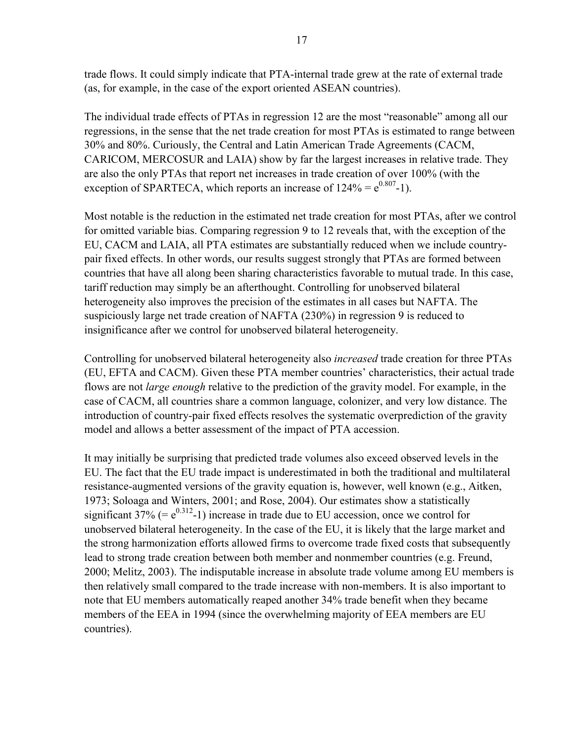trade flows. It could simply indicate that PTA-internal trade grew at the rate of external trade (as, for example, in the case of the export oriented ASEAN countries).

The individual trade effects of PTAs in regression 12 are the most "reasonable" among all our regressions, in the sense that the net trade creation for most PTAs is estimated to range between 30% and 80%. Curiously, the Central and Latin American Trade Agreements (CACM, CARICOM, MERCOSUR and LAIA) show by far the largest increases in relative trade. They are also the only PTAs that report net increases in trade creation of over 100% (with the exception of SPARTECA, which reports an increase of 124% = $e^{0.807}$-1).

Most notable is the reduction in the estimated net trade creation for most PTAs, after we control for omitted variable bias. Comparing regression 9 to 12 reveals that, with the exception of the EU, CACM and LAIA, all PTA estimates are substantially reduced when we include country-pair fixed effects. In other words, our results suggest strongly that PTAs are formed between countries that have all along been sharing characteristics favorable to mutual trade. In this case, tariff reduction may simply be an afterthought. Controlling for unobserved bilateral heterogeneity also improves the precision of the estimates in all cases but NAFTA. The suspiciously large net trade creation of NAFTA (230%) in regression 9 is reduced to insignificance after we control for unobserved bilateral heterogeneity.

Controlling for unobserved bilateral heterogeneity also *increased* trade creation for three PTAs (EU, EFTA and CACM). Given these PTA member countries' characteristics, their actual trade flows are not *large enough* relative to the prediction of the gravity model. For example, in the case of CACM, all countries share a common language, colonizer, and very low distance. The introduction of country-pair fixed effects resolves the systematic overprediction of the gravity model and allows a better assessment of the impact of PTA accession.

It may initially be surprising that predicted trade volumes also exceed observed levels in the EU. The fact that the EU trade impact is underestimated in both the traditional and multilateral resistance-augmented versions of the gravity equation is, however, well known (e.g., Aitken, 1973; Soloaga and Winters, 2001; and Rose, 2004). Our estimates show a statistically significant 37% (= $e^{0.312}$-1) increase in trade due to EU accession, once we control for unobserved bilateral heterogeneity. In the case of the EU, it is likely that the large market and the strong harmonization efforts allowed firms to overcome trade fixed costs that subsequently lead to strong trade creation between both member and nonmember countries (e.g. Freund, 2000; Melitz, 2003). The indisputable increase in absolute trade volume among EU members is then relatively small compared to the trade increase with non-members. It is also important to note that EU members automatically reaped another 34% trade benefit when they became members of the EEA in 1994 (since the overwhelming majority of EEA members are EU countries).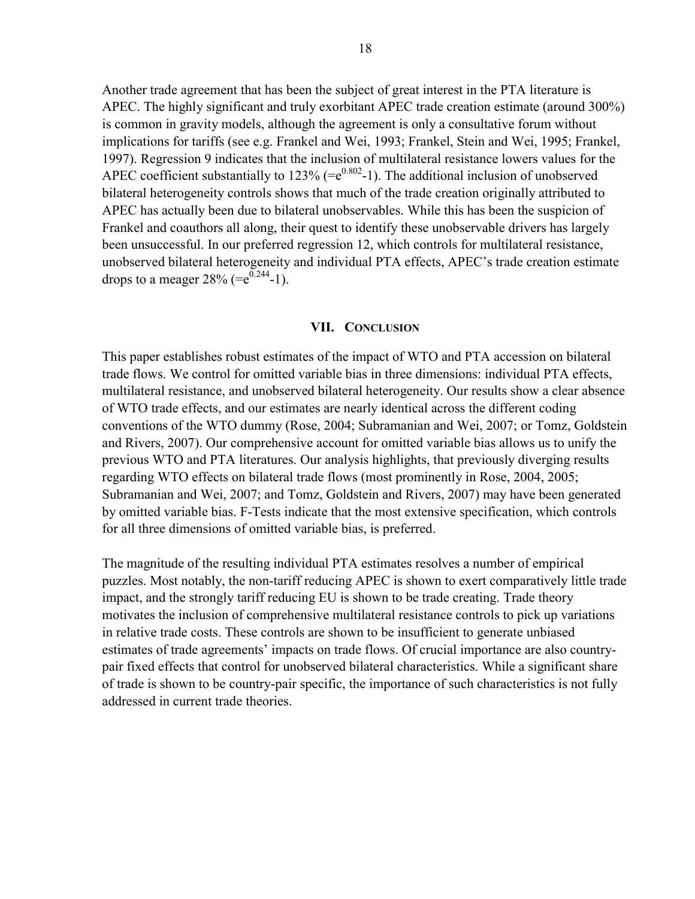Another trade agreement that has been the subject of great interest in the PTA literature is APEC. The highly significant and truly exorbitant APEC trade creation estimate (around 300%) is common in gravity models, although the agreement is only a consultative forum without implications for tariffs (see e.g. Frankel and Wei, 1993; Frankel, Stein and Wei, 1995; Frankel, 1997). Regression 9 indicates that the inclusion of multilateral resistance lowers values for the APEC coefficient substantially to 123% ($=e^{0.802}-1$). The additional inclusion of unobserved bilateral heterogeneity controls shows that much of the trade creation originally attributed to APEC has actually been due to bilateral unobservables. While this has been the suspicion of Frankel and coauthors all along, their quest to identify these unobservable drivers has largely been unsuccessful. In our preferred regression 12, which controls for multilateral resistance, unobserved bilateral heterogeneity and individual PTA effects, APEC's trade creation estimate drops to a meager 28% ($=e^{0.244}-1$).

## VII. Conclusion

This paper establishes robust estimates of the impact of WTO and PTA accession on bilateral trade flows. We control for omitted variable bias in three dimensions: individual PTA effects, multilateral resistance, and unobserved bilateral heterogeneity. Our results show a clear absence of WTO trade effects, and our estimates are nearly identical across the different coding conventions of the WTO dummy (Rose, 2004; Subramanian and Wei, 2007; or Tomz, Goldstein and Rivers, 2007). Our comprehensive account for omitted variable bias allows us to unify the previous WTO and PTA literatures. Our analysis highlights, that previously diverging results regarding WTO effects on bilateral trade flows (most prominently in Rose, 2004, 2005; Subramanian and Wei, 2007; and Tomz, Goldstein and Rivers, 2007) may have been generated by omitted variable bias. F-Tests indicate that the most extensive specification, which controls for all three dimensions of omitted variable bias, is preferred.

The magnitude of the resulting individual PTA estimates resolves a number of empirical puzzles. Most notably, the non-tariff reducing APEC is shown to exert comparatively little trade impact, and the strongly tariff reducing EU is shown to be trade creating. Trade theory motivates the inclusion of comprehensive multilateral resistance controls to pick up variations in relative trade costs. These controls are shown to be insufficient to generate unbiased estimates of trade agreements' impacts on trade flows. Of crucial importance are also country-pair fixed effects that control for unobserved bilateral characteristics. While a significant share of trade is shown to be country-pair specific, the importance of such characteristics is not fully addressed in current trade theories.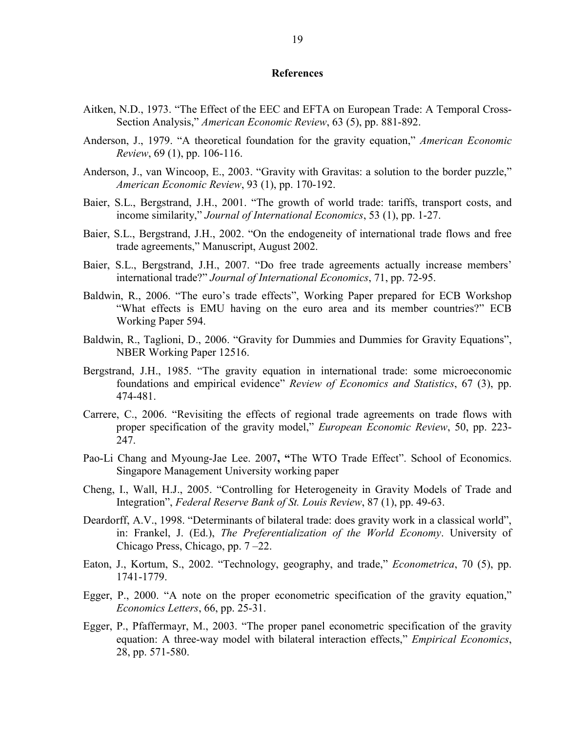## References

Aitken, N.D., 1973. "The Effect of the EEC and EFTA on European Trade: A Temporal Cross-Section Analysis," *American Economic Review*, 63 (5), pp. 881-892.

Anderson, J., 1979. "A theoretical foundation for the gravity equation," *American Economic Review*, 69 (1), pp. 106-116.

Anderson, J., van Wincoop, E., 2003. "Gravity with Gravitas: a solution to the border puzzle," *American Economic Review*, 93 (1), pp. 170-192.

Baier, S.L., Bergstrand, J.H., 2001. "The growth of world trade: tariffs, transport costs, and income similarity," *Journal of International Economics*, 53 (1), pp. 1-27.

Baier, S.L., Bergstrand, J.H., 2002. "On the endogeneity of international trade flows and free trade agreements," Manuscript, August 2002.

Baier, S.L., Bergstrand, J.H., 2007. "Do free trade agreements actually increase members' international trade?" *Journal of International Economics*, 71, pp. 72-95.

Baldwin, R., 2006. "The euro's trade effects", Working Paper prepared for ECB Workshop "What effects is EMU having on the euro area and its member countries?" ECB Working Paper 594.

Baldwin, R., Taglioni, D., 2006. "Gravity for Dummies and Dummies for Gravity Equations", NBER Working Paper 12516.

Bergstrand, J.H., 1985. "The gravity equation in international trade: some microeconomic foundations and empirical evidence" *Review of Economics and Statistics*, 67 (3), pp. 474-481.

Carrere, C., 2006. "Revisiting the effects of regional trade agreements on trade flows with proper specification of the gravity model," *European Economic Review*, 50, pp. 223-247.

Pao-Li Chang and Myoung-Jae Lee. 2007**, "**The WTO Trade Effect". School of Economics. Singapore Management University working paper

Cheng, I., Wall, H.J., 2005. "Controlling for Heterogeneity in Gravity Models of Trade and Integration", *Federal Reserve Bank of St. Louis Review*, 87 (1), pp. 49-63.

Deardorff, A.V., 1998. "Determinants of bilateral trade: does gravity work in a classical world", in: Frankel, J. (Ed.), *The Preferentialization of the World Economy*. University of Chicago Press, Chicago, pp. 7 –22.

Eaton, J., Kortum, S., 2002. "Technology, geography, and trade," *Econometrica*, 70 (5), pp. 1741-1779.

Egger, P., 2000. "A note on the proper econometric specification of the gravity equation," *Economics Letters*, 66, pp. 25-31.

Egger, P., Pfaffermayr, M., 2003. "The proper panel econometric specification of the gravity equation: A three-way model with bilateral interaction effects," *Empirical Economics*, 28, pp. 571-580.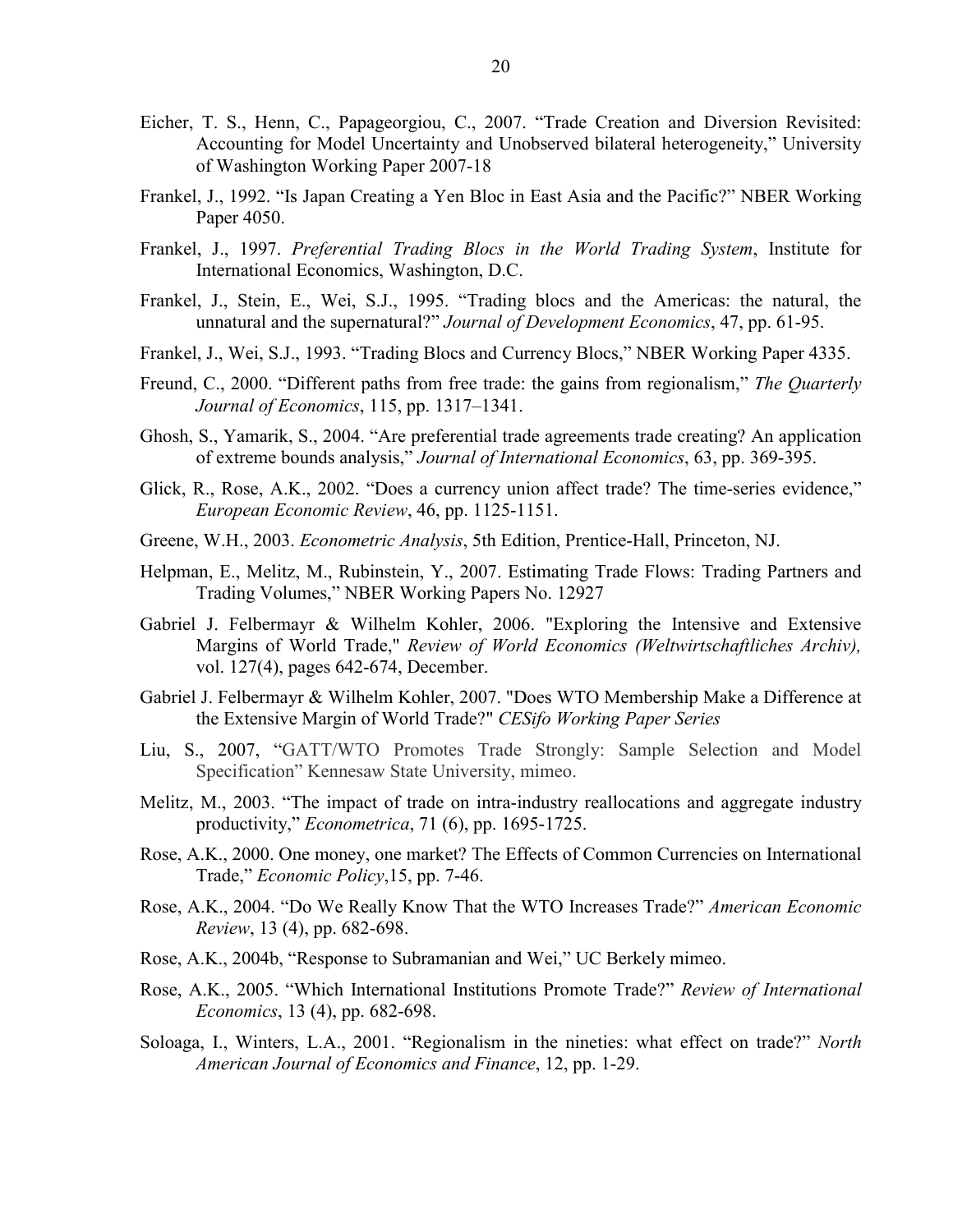Eicher, T. S., Henn, C., Papageorgiou, C., 2007. "Trade Creation and Diversion Revisited: Accounting for Model Uncertainty and Unobserved bilateral heterogeneity," University of Washington Working Paper 2007-18

Frankel, J., 1992. "Is Japan Creating a Yen Bloc in East Asia and the Pacific?" NBER Working Paper 4050.

Frankel, J., 1997. *Preferential Trading Blocs in the World Trading System*, Institute for International Economics, Washington, D.C.

Frankel, J., Stein, E., Wei, S.J., 1995. "Trading blocs and the Americas: the natural, the unnatural and the supernatural?" *Journal of Development Economics*, 47, pp. 61-95.

Frankel, J., Wei, S.J., 1993. "Trading Blocs and Currency Blocs," NBER Working Paper 4335.

Freund, C., 2000. "Different paths from free trade: the gains from regionalism," *The Quarterly Journal of Economics*, 115, pp. 1317–1341.

Ghosh, S., Yamarik, S., 2004. "Are preferential trade agreements trade creating? An application of extreme bounds analysis," *Journal of International Economics*, 63, pp. 369-395.

Glick, R., Rose, A.K., 2002. "Does a currency union affect trade? The time-series evidence," *European Economic Review*, 46, pp. 1125-1151.

Greene, W.H., 2003. *Econometric Analysis*, 5th Edition, Prentice-Hall, Princeton, NJ.

Helpman, E., Melitz, M., Rubinstein, Y., 2007. Estimating Trade Flows: Trading Partners and Trading Volumes," NBER Working Papers No. 12927

Gabriel J. Felbermayr & Wilhelm Kohler, 2006. "Exploring the Intensive and Extensive Margins of World Trade," *Review of World Economics (Weltwirtschaftliches Archiv),* vol. 127(4), pages 642-674, December.

Gabriel J. Felbermayr & Wilhelm Kohler, 2007. "Does WTO Membership Make a Difference at the Extensive Margin of World Trade?" *CESifo Working Paper Series*

Liu, S., 2007, "GATT/WTO Promotes Trade Strongly: Sample Selection and Model Specification" Kennesaw State University, mimeo.

Melitz, M., 2003. "The impact of trade on intra-industry reallocations and aggregate industry productivity," *Econometrica*, 71 (6), pp. 1695-1725.

Rose, A.K., 2000. One money, one market? The Effects of Common Currencies on International Trade," *Economic Policy*,15, pp. 7-46.

Rose, A.K., 2004. "Do We Really Know That the WTO Increases Trade?" *American Economic Review*, 13 (4), pp. 682-698.

Rose, A.K., 2004b, "Response to Subramanian and Wei," UC Berkely mimeo.

Rose, A.K., 2005. "Which International Institutions Promote Trade?" *Review of International Economics*, 13 (4), pp. 682-698.

Soloaga, I., Winters, L.A., 2001. "Regionalism in the nineties: what effect on trade?" *North American Journal of Economics and Finance*, 12, pp. 1-29.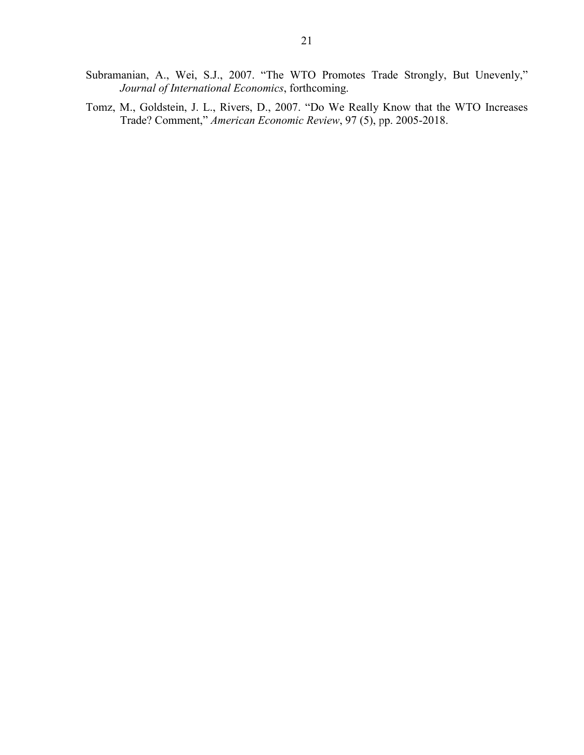Subramanian, A., Wei, S.J., 2007. "The WTO Promotes Trade Strongly, But Unevenly," *Journal of International Economics*, forthcoming.

Tomz, M., Goldstein, J. L., Rivers, D., 2007. "Do We Really Know that the WTO Increases Trade? Comment," *American Economic Review*, 97 (5), pp. 2005-2018.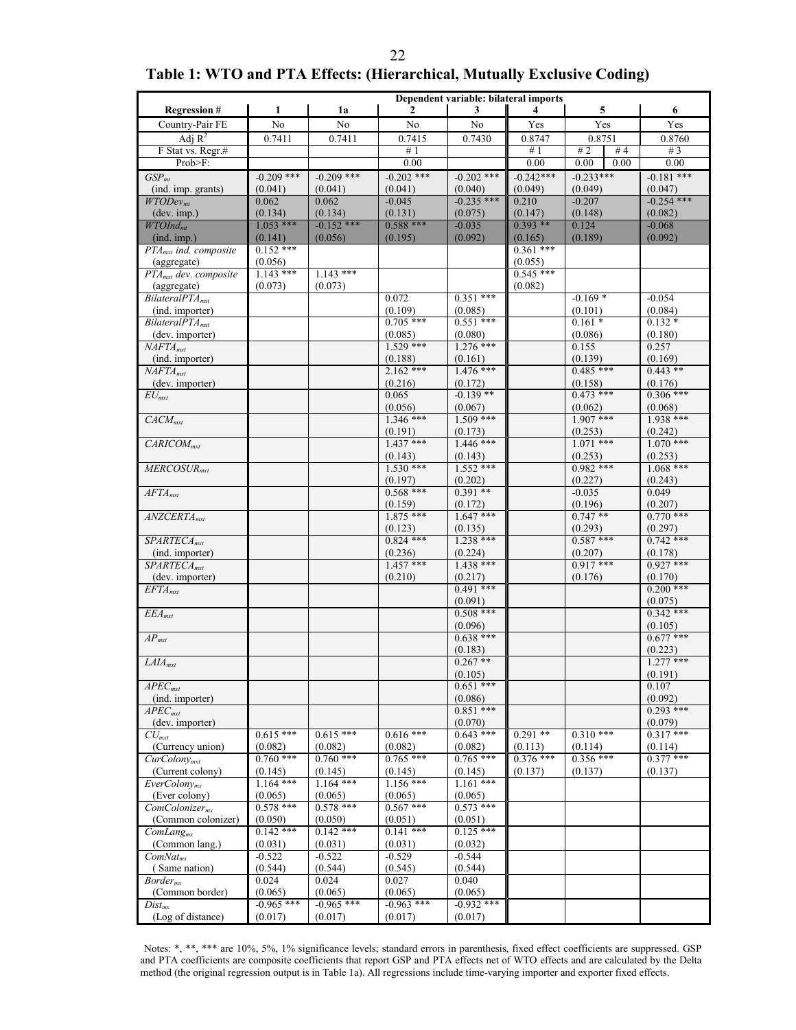# Table 1: WTO and PTA Effects: (Hierarchical, Mutually Exclusive Coding)

| | Dependent variable: bilateral imports | | | | | | | |
|---|---|---|---|---|---|---|---|---|
| Regression # | 1 | 1a | 2 | 3 | 4 | 5 | | 6 |
| Country-Pair FE | No | No | No | No | Yes | Yes | | Yes |
| Adj $R^2$ | 0.7411 | 0.7411 | 0.7415 | 0.7430 | 0.8747 | 0.8751 | | 0.8760 |
| F Stat vs. Regr.# | | | # 1 | | # 1 | # 2 | # 4 | # 3 |
| Prob>F: | | | 0.00 | | 0.00 | 0.00 | 0.00 | 0.00 |
| $GSP_{mt}$ (ind. imp. grants) | -0.209 *** (0.041) | -0.209 *** (0.041) | -0.202 *** (0.041) | -0.202 *** (0.040) | -0.242*** (0.049) | -0.233*** (0.049) | | -0.181 *** (0.047) |
| $WTODev_{mt}$ (dev. imp.) | 0.062 (0.134) | 0.062 (0.134) | -0.045 (0.131) | -0.235 *** (0.075) | 0.210 (0.147) | -0.207 (0.148) | | -0.254 *** (0.082) |
| $WTOInd_{mt}$ (ind. imp.) | 1.053 *** (0.141) | -0.152 *** (0.056) | 0.588 *** (0.195) | -0.035 (0.092) | 0.393 ** (0.165) | 0.124 (0.189) | | -0.068 (0.092) |
| $PTA_{mxt}$ ind. composite (aggregate) | 0.152 *** (0.056) | | | | 0.361 *** (0.055) | | | |
| $PTA_{mxt}$ dev. composite (aggregate) | 1.143 *** (0.073) | 1.143 *** (0.073) | | | 0.545 *** (0.082) | | | |
| $BilateralPTA_{mxt}$ (ind. importer) | | | 0.072 (0.109) | 0.351 *** (0.085) | | -0.169 * (0.101) | | -0.054 (0.084) |
| $BilateralPTA_{mxt}$ (dev. importer) | | | 0.705 *** (0.085) | 0.551 *** (0.080) | | 0.161 * (0.086) | | 0.132 * (0.180) |
| $NAFTA_{mxt}$ (ind. importer) | | | 1.529 *** (0.188) | 1.276 *** (0.161) | | 0.155 (0.139) | | 0.257 (0.169) |
| $NAFTA_{mxt}$ (dev. importer) | | | 2.162 *** (0.216) | 1.476 *** (0.172) | | 0.485 *** (0.158) | | 0.443 ** (0.176) |
| $EU_{mxt}$ | | | 0.065 (0.056) | -0.139 ** (0.067) | | 0.473 *** (0.062) | | 0.306 *** (0.068) |
| $CACM_{mxt}$ | | | 1.346 *** (0.191) | 1.509 *** (0.173) | | 1.907 *** (0.253) | | 1.938 *** (0.242) |
| $CARICOM_{mxt}$ | | | 1.437 *** (0.143) | 1.446 *** (0.143) | | 1.071 *** (0.253) | | 1.070 *** (0.253) |
| $MERCOSUR_{mxt}$ | | | 1.530 *** (0.197) | 1.552 *** (0.202) | | 0.982 *** (0.227) | | 1.068 *** (0.243) |
| $AFTA_{mxt}$ | | | 0.568 *** (0.159) | 0.391 ** (0.172) | | -0.035 (0.196) | | 0.049 (0.207) |
| $ANZCERTA_{mxt}$ | | | 1.875 *** (0.123) | 1.647 *** (0.135) | | 0.747 ** (0.293) | | 0.770 *** (0.297) |
| $SPARTECA_{mxt}$ (ind. importer) | | | 0.824 *** (0.236) | 1.238 *** (0.224) | | 0.587 *** (0.207) | | 0.742 *** (0.178) |
| $SPARTECA_{mxt}$ (dev. importer) | | | 1.457 *** (0.210) | 1.438 *** (0.217) | | 0.917 *** (0.176) | | 0.927 *** (0.170) |
| $EFTA_{mxt}$ | | | | 0.491 *** (0.091) | | | | 0.200 *** (0.075) |
| $EEA_{mxt}$ | | | | 0.508 *** (0.096) | | | | 0.342 *** (0.105) |
| $AP_{mxt}$ | | | | 0.638 *** (0.183) | | | | 0.677 *** (0.223) |
| $LAIA_{mxt}$ | | | | 0.267 ** (0.105) | | | | 1.277 *** (0.191) |
| $APEC_{mxt}$ (ind. importer) | | | | 0.651 *** (0.086) | | | | 0.107 (0.092) |
| $APEC_{mxt}$ (dev. importer) | | | | 0.851 *** (0.070) | | | | 0.293 *** (0.079) |
| $CU_{mxt}$ (Currency union) | 0.615 *** (0.082) | 0.615 *** (0.082) | 0.616 *** (0.082) | 0.643 *** (0.082) | 0.291 ** (0.113) | 0.310 *** (0.114) | | 0.317 *** (0.114) |
| $CurColony_{mxt}$ (Current colony) | 0.760 *** (0.145) | 0.760 *** (0.145) | 0.765 *** (0.145) | 0.765 *** (0.145) | 0.376 *** (0.137) | 0.356 *** (0.137) | | 0.377 *** (0.137) |
| $EverColony_{mx}$ (Ever colony) | 1.164 *** (0.065) | 1.164 *** (0.065) | 1.156 *** (0.065) | 1.161 *** (0.065) | | | | |
| $ComColonizer_{mx}$ (Common colonizer) | 0.578 *** (0.050) | 0.578 *** (0.050) | 0.567 *** (0.051) | 0.573 *** (0.051) | | | | |
| $ComLang_{mx}$ (Common lang.) | 0.142 *** (0.031) | 0.142 *** (0.031) | 0.141 *** (0.031) | 0.125 *** (0.032) | | | | |
| $ComNat_{mx}$ ( Same nation) | -0.522 (0.544) | -0.522 (0.544) | -0.529 (0.545) | -0.544 (0.544) | | | | |
| $Border_{mx}$ (Common border) | 0.024 (0.065) | 0.024 (0.065) | 0.027 (0.065) | 0.040 (0.065) | | | | |
| $Dist_{mx}$ (Log of distance) | -0.965 *** (0.017) | -0.965 *** (0.017) | -0.963 *** (0.017) | -0.932 *** (0.017) | | | | |

Notes: *, **, *** are 10%, 5%, 1% significance levels; standard errors in parenthesis, fixed effect coefficients are suppressed. GSP and PTA coefficients are composite coefficients that report GSP and PTA effects net of WTO effects and are calculated by the Delta method (the original regression output is in Table 1a). All regressions include time-varying importer and exporter fixed effects.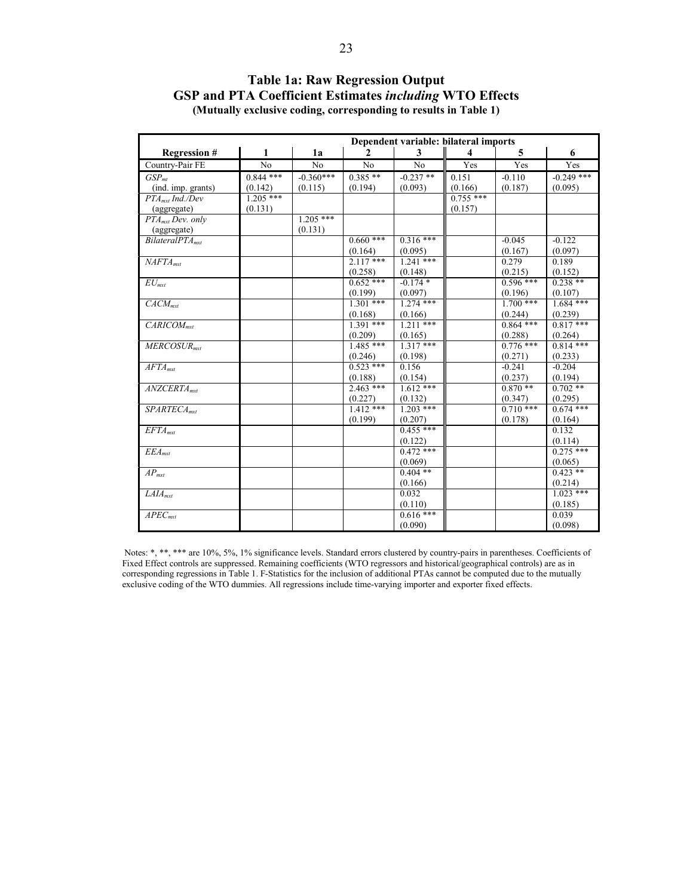# Table 1a: Raw Regression Output
## GSP and PTA Coefficient Estimates *including* WTO Effects
### (Mutually exclusive coding, corresponding to results in Table 1)

| | Dependent variable: bilateral imports | | | | | | |
|---|---|---|---|---|---|---|---|
| **Regression #** | **1** | **1a** | **2** | **3** | **4** | **5** | **6** |
| Country-Pair FE | No | No | No | No | Yes | Yes | Yes |
| $GSP_{mt}$ (ind. imp. grants) | 0.844 *** (0.142) | -0.360*** (0.115) | 0.385 ** (0.194) | -0.237 ** (0.093) | 0.151 (0.166) | -0.110 (0.187) | -0.249 *** (0.095) |
| $PTA_{mxt}$ *Ind./Dev* (aggregate) | 1.205 *** (0.131) | | | | 0.755 *** (0.157) | | |
| $PTA_{mxt}$ *Dev. only* (aggregate) | | 1.205 *** (0.131) | | | | | |
| $BilateralPTA_{mxt}$ | | | 0.660 *** (0.164) | 0.316 *** (0.095) | | -0.045 (0.167) | -0.122 (0.097) |
| $NAFTA_{mxt}$ | | | 2.117 *** (0.258) | 1.241 *** (0.148) | | 0.279 (0.215) | 0.189 (0.152) |
| $EU_{mxt}$ | | | 0.652 *** (0.199) | -0.174 * (0.097) | | 0.596 *** (0.196) | 0.238 ** (0.107) |
| $CACM_{mxt}$ | | | 1.301 *** (0.168) | 1.274 *** (0.166) | | 1.700 *** (0.244) | 1.684 *** (0.239) |
| $CARICOM_{mxt}$ | | | 1.391 *** (0.209) | 1.211 *** (0.165) | | 0.864 *** (0.288) | 0.817 *** (0.264) |
| $MERCOSUR_{mxt}$ | | | 1.485 *** (0.246) | 1.317 *** (0.198) | | 0.776 *** (0.271) | 0.814 *** (0.233) |
| $AFTA_{mxt}$ | | | 0.523 *** (0.188) | 0.156 (0.154) | | -0.241 (0.237) | -0.204 (0.194) |
| $ANZCERTA_{mxt}$ | | | 2.463 *** (0.227) | 1.612 *** (0.132) | | 0.870 ** (0.347) | 0.702 ** (0.295) |
| $SPARTECA_{mxt}$ | | | 1.412 *** (0.199) | 1.203 *** (0.207) | | 0.710 *** (0.178) | 0.674 *** (0.164) |
| $EFTA_{mxt}$ | | | | 0.455 *** (0.122) | | | 0.132 (0.114) |
| $EEA_{mxt}$ | | | | 0.472 *** (0.069) | | | 0.275 *** (0.065) |
| $AP_{mxt}$ | | | | 0.404 ** (0.166) | | | 0.423 ** (0.214) |
| $LAIA_{mxt}$ | | | | 0.032 (0.110) | | | 1.023 *** (0.185) |
| $APEC_{mxt}$ | | | | 0.616 *** (0.090) | | | 0.039 (0.098) |

Notes: *, **, *** are 10%, 5%, 1% significance levels. Standard errors clustered by country-pairs in parentheses. Coefficients of Fixed Effect controls are suppressed. Remaining coefficients (WTO regressors and historical/geographical controls) are as in corresponding regressions in Table 1. F-Statistics for the inclusion of additional PTAs cannot be computed due to the mutually exclusive coding of the WTO dummies. All regressions include time-varying importer and exporter fixed effects.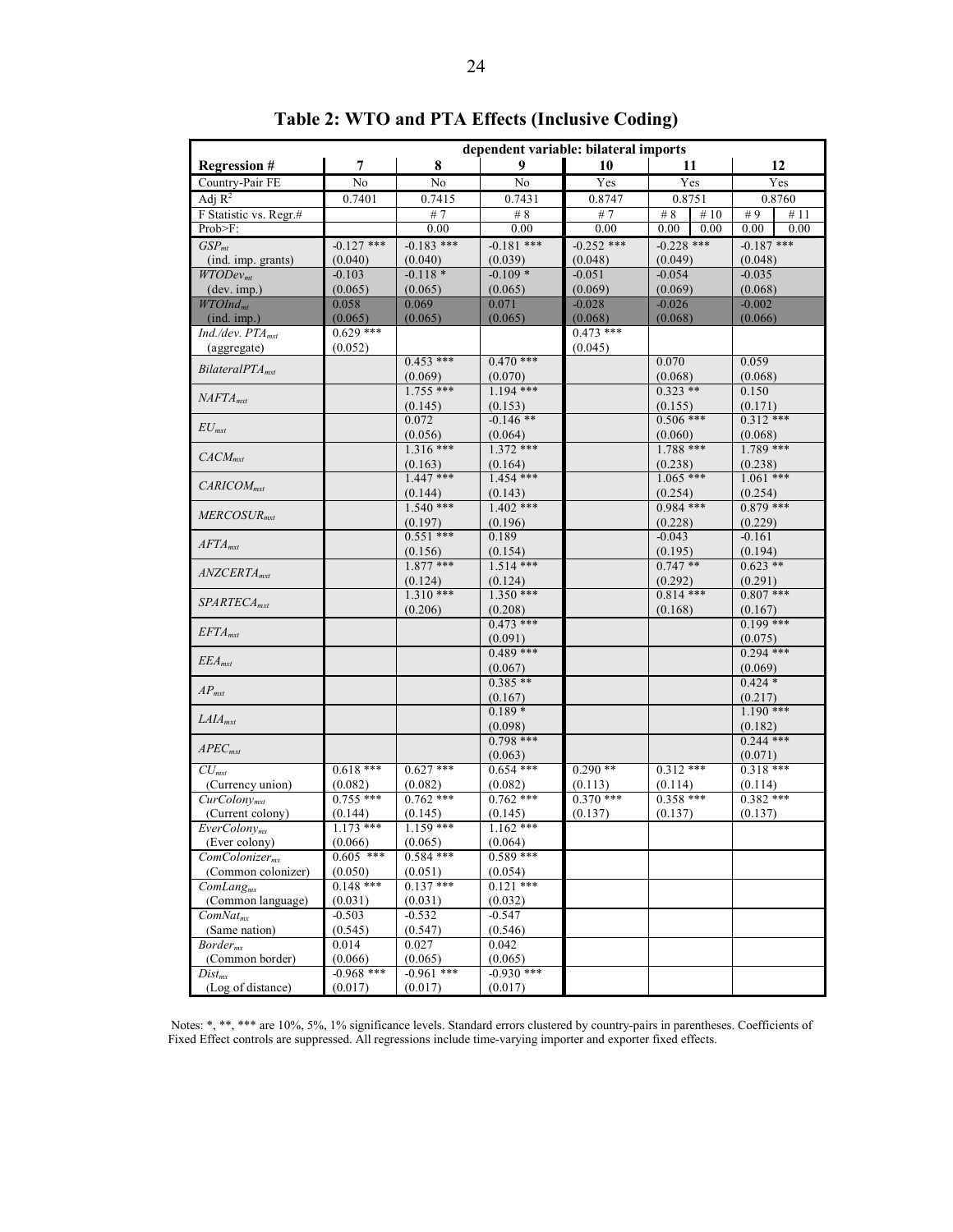# Table 2: WTO and PTA Effects (Inclusive Coding)

| | dependent variable: bilateral imports | | | | | | | |
|---|---|---|---|---|---|---|---|---|
| **Regression #** | **7** | **8** | **9** | **10** | **11** | | **12** | |
| Country-Pair FE | No | No | No | Yes | Yes | | Yes | |
| Adj $R^2$ | 0.7401 | 0.7415 | 0.7431 | 0.8747 | 0.8751 | | 0.8760 | |
| F Statistic vs. Regr.# | | # 7 | # 8 | # 7 | # 8 | # 10 | # 9 | # 11 |
| Prob>F: | | 0.00 | 0.00 | 0.00 | 0.00 | 0.00 | 0.00 | 0.00 |
| $GSP_{mt}$ (ind. imp. grants) | -0.127 *** (0.040) | -0.183 *** (0.040) | -0.181 *** (0.039) | -0.252 *** (0.048) | -0.228 *** (0.049) | | -0.187 *** (0.048) | |
| $WTODev_{mt}$ (dev. imp.) | -0.103 (0.065) | -0.118 * (0.065) | -0.109 * (0.065) | -0.051 (0.069) | -0.054 (0.069) | | -0.035 (0.068) | |
| $WTOInd_{mt}$ (ind. imp.) | 0.058 (0.065) | 0.069 (0.065) | 0.071 (0.065) | -0.028 (0.068) | -0.026 (0.068) | | -0.002 (0.066) | |
| $Ind./dev.\ PTA_{mxt}$ (aggregate) | 0.629 *** (0.052) | | | 0.473 *** (0.045) | | | | |
| $BilateralPTA_{mxt}$ | | 0.453 *** (0.069) | 0.470 *** (0.070) | | 0.070 (0.068) | | 0.059 (0.068) | |
| $NAFTA_{mxt}$ | | 1.755 *** (0.145) | 1.194 *** (0.153) | | 0.323 ** (0.155) | | 0.150 (0.171) | |
| $EU_{mxt}$ | | 0.072 (0.056) | -0.146 ** (0.064) | | 0.506 *** (0.060) | | 0.312 *** (0.068) | |
| $CACM_{mxt}$ | | 1.316 *** (0.163) | 1.372 *** (0.164) | | 1.788 *** (0.238) | | 1.789 *** (0.238) | |
| $CARICOM_{mxt}$ | | 1.447 *** (0.144) | 1.454 *** (0.143) | | 1.065 *** (0.254) | | 1.061 *** (0.254) | |
| $MERCOSUR_{mxt}$ | | 1.540 *** (0.197) | 1.402 *** (0.196) | | 0.984 *** (0.228) | | 0.879 *** (0.229) | |
| $AFTA_{mxt}$ | | 0.551 *** (0.156) | 0.189 (0.154) | | -0.043 (0.195) | | -0.161 (0.194) | |
| $ANZCERTA_{mxt}$ | | 1.877 *** (0.124) | 1.514 *** (0.124) | | 0.747 ** (0.292) | | 0.623 ** (0.291) | |
| $SPARTECA_{mxt}$ | | 1.310 *** (0.206) | 1.350 *** (0.208) | | 0.814 *** (0.168) | | 0.807 *** (0.167) | |
| $EFTA_{mxt}$ | | | 0.473 *** (0.091) | | | | 0.199 *** (0.075) | |
| $EEA_{mxt}$ | | | 0.489 *** (0.067) | | | | 0.294 *** (0.069) | |
| $AP_{mxt}$ | | | 0.385 ** (0.167) | | | | 0.424 * (0.217) | |
| $LAIA_{mxt}$ | | | 0.189 * (0.098) | | | | 1.190 *** (0.182) | |
| $APEC_{mxt}$ | | | 0.798 *** (0.063) | | | | 0.244 *** (0.071) | |
| $CU_{mxt}$ (Currency union) | 0.618 *** (0.082) | 0.627 *** (0.082) | 0.654 *** (0.082) | 0.290 ** (0.113) | 0.312 *** (0.114) | | 0.318 *** (0.114) | |
| $CurColony_{mxt}$ (Current colony) | 0.755 *** (0.144) | 0.762 *** (0.145) | 0.762 *** (0.145) | 0.370 *** (0.137) | 0.358 *** (0.137) | | 0.382 *** (0.137) | |
| $EverColony_{mx}$ (Ever colony) | 1.173 *** (0.066) | 1.159 *** (0.065) | 1.162 *** (0.064) | | | | | |
| $ComColonizer_{mx}$ (Common colonizer) | 0.605 *** (0.050) | 0.584 *** (0.051) | 0.589 *** (0.054) | | | | | |
| $ComLang_{mx}$ (Common language) | 0.148 *** (0.031) | 0.137 *** (0.031) | 0.121 *** (0.032) | | | | | |
| $ComNat_{mx}$ (Same nation) | -0.503 (0.545) | -0.532 (0.547) | -0.547 (0.546) | | | | | |
| $Border_{mx}$ (Common border) | 0.014 (0.066) | 0.027 (0.065) | 0.042 (0.065) | | | | | |
| $Dist_{mx}$ (Log of distance) | -0.968 *** (0.017) | -0.961 *** (0.017) | -0.930 *** (0.017) | | | | | |

Notes: *, **, *** are 10%, 5%, 1% significance levels. Standard errors clustered by country-pairs in parentheses. Coefficients of Fixed Effect controls are suppressed. All regressions include time-varying importer and exporter fixed effects.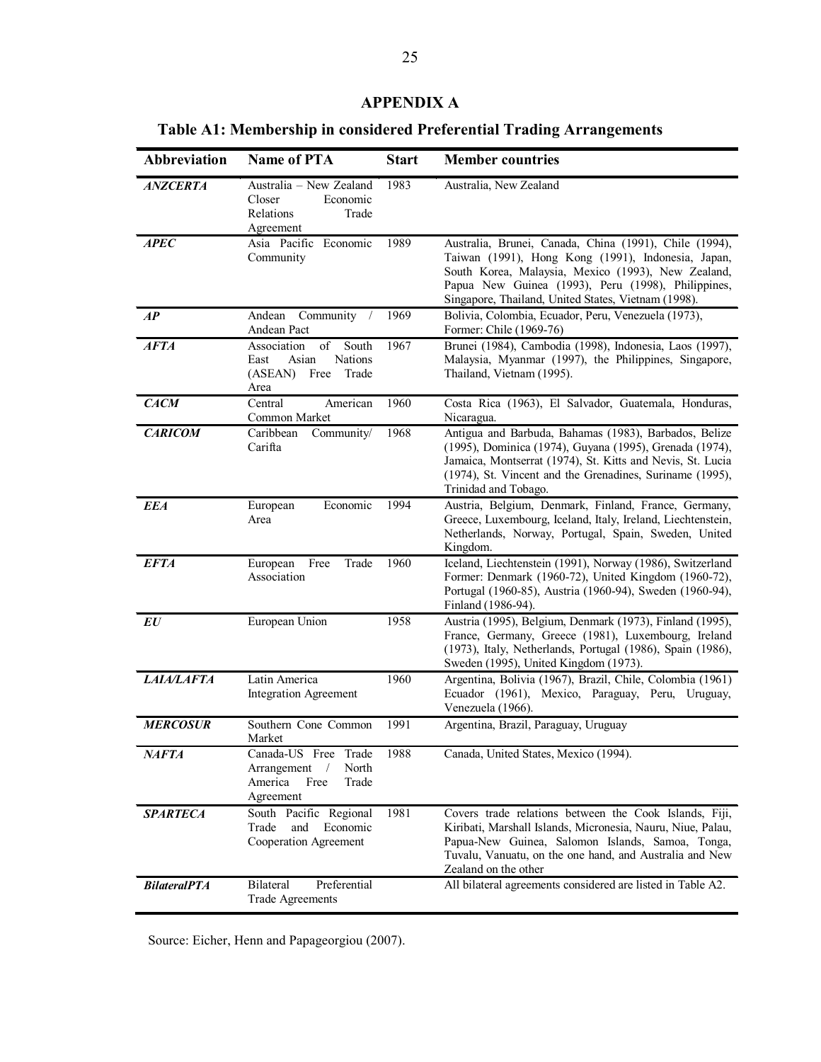## APPENDIX A

### Table A1: Membership in considered Preferential Trading Arrangements

| Abbreviation | Name of PTA | Start | Member countries |
|---|---|---|---|
| ***ANZCERTA*** | Australia – New Zealand Closer Economic Relations Trade Agreement | 1983 | Australia, New Zealand |
| ***APEC*** | Asia Pacific Economic Community | 1989 | Australia, Brunei, Canada, China (1991), Chile (1994), Taiwan (1991), Hong Kong (1991), Indonesia, Japan, South Korea, Malaysia, Mexico (1993), New Zealand, Papua New Guinea (1993), Peru (1998), Philippines, Singapore, Thailand, United States, Vietnam (1998). |
| ***AP*** | Andean Community / Andean Pact | 1969 | Bolivia, Colombia, Ecuador, Peru, Venezuela (1973), Former: Chile (1969-76) |
| ***AFTA*** | Association of South East Asian Nations (ASEAN) Free Trade Area | 1967 | Brunei (1984), Cambodia (1998), Indonesia, Laos (1997), Malaysia, Myanmar (1997), the Philippines, Singapore, Thailand, Vietnam (1995). |
| ***CACM*** | Central American Common Market | 1960 | Costa Rica (1963), El Salvador, Guatemala, Honduras, Nicaragua. |
| ***CARICOM*** | Caribbean Community/ Carifta | 1968 | Antigua and Barbuda, Bahamas (1983), Barbados, Belize (1995), Dominica (1974), Guyana (1995), Grenada (1974), Jamaica, Montserrat (1974), St. Kitts and Nevis, St. Lucia (1974), St. Vincent and the Grenadines, Suriname (1995), Trinidad and Tobago. |
| ***EEA*** | European Economic Area | 1994 | Austria, Belgium, Denmark, Finland, France, Germany, Greece, Luxembourg, Iceland, Italy, Ireland, Liechtenstein, Netherlands, Norway, Portugal, Spain, Sweden, United Kingdom. |
| ***EFTA*** | European Free Trade Association | 1960 | Iceland, Liechtenstein (1991), Norway (1986), Switzerland Former: Denmark (1960-72), United Kingdom (1960-72), Portugal (1960-85), Austria (1960-94), Sweden (1960-94), Finland (1986-94). |
| ***EU*** | European Union | 1958 | Austria (1995), Belgium, Denmark (1973), Finland (1995), France, Germany, Greece (1981), Luxembourg, Ireland (1973), Italy, Netherlands, Portugal (1986), Spain (1986), Sweden (1995), United Kingdom (1973). |
| ***LAIA/LAFTA*** | Latin America Integration Agreement | 1960 | Argentina, Bolivia (1967), Brazil, Chile, Colombia (1961) Ecuador (1961), Mexico, Paraguay, Peru, Uruguay, Venezuela (1966). |
| ***MERCOSUR*** | Southern Cone Common Market | 1991 | Argentina, Brazil, Paraguay, Uruguay |
| ***NAFTA*** | Canada-US Free Trade Arrangement / North America Free Trade Agreement | 1988 | Canada, United States, Mexico (1994). |
| ***SPARTECA*** | South Pacific Regional Trade and Economic Cooperation Agreement | 1981 | Covers trade relations between the Cook Islands, Fiji, Kiribati, Marshall Islands, Micronesia, Nauru, Niue, Palau, Papua-New Guinea, Salomon Islands, Samoa, Tonga, Tuvalu, Vanuatu, on the one hand, and Australia and New Zealand on the other |
| ***BilateralPTA*** | Bilateral Preferential Trade Agreements | | All bilateral agreements considered are listed in Table A2. |

Source: Eicher, Henn and Papageorgiou (2007).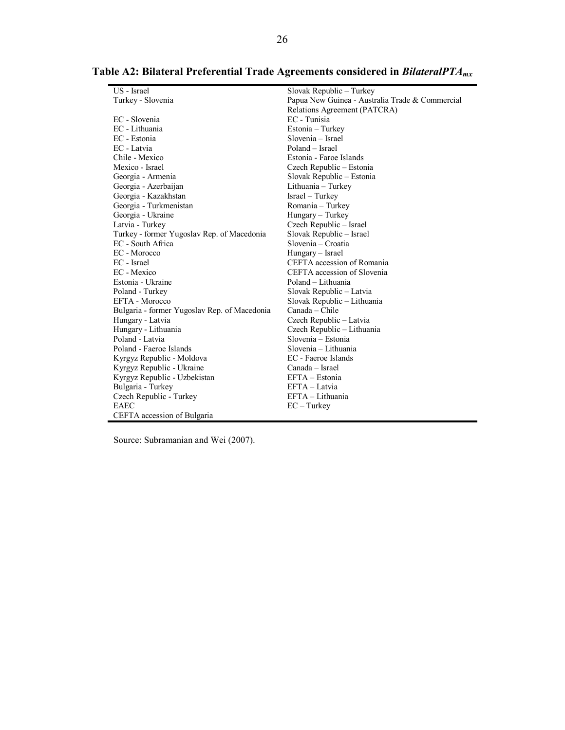**Table A2: Bilateral Preferential Trade Agreements considered in $BilateralPTA_{mx}$**

| | |
|---|---|
| US - Israel | Slovak Republic – Turkey |
| Turkey - Slovenia | Papua New Guinea - Australia Trade & Commercial Relations Agreement (PATCRA) |
| EC - Slovenia | EC - Tunisia |
| EC - Lithuania | Estonia – Turkey |
| EC - Estonia | Slovenia – Israel |
| EC - Latvia | Poland – Israel |
| Chile - Mexico | Estonia - Faroe Islands |
| Mexico - Israel | Czech Republic – Estonia |
| Georgia - Armenia | Slovak Republic – Estonia |
| Georgia - Azerbaijan | Lithuania – Turkey |
| Georgia - Kazakhstan | Israel – Turkey |
| Georgia - Turkmenistan | Romania – Turkey |
| Georgia - Ukraine | Hungary – Turkey |
| Latvia - Turkey | Czech Republic – Israel |
| Turkey - former Yugoslav Rep. of Macedonia | Slovak Republic – Israel |
| EC - South Africa | Slovenia – Croatia |
| EC - Morocco | Hungary – Israel |
| EC - Israel | CEFTA accession of Romania |
| EC - Mexico | CEFTA accession of Slovenia |
| Estonia - Ukraine | Poland – Lithuania |
| Poland - Turkey | Slovak Republic – Latvia |
| EFTA - Morocco | Slovak Republic – Lithuania |
| Bulgaria - former Yugoslav Rep. of Macedonia | Canada – Chile |
| Hungary - Latvia | Czech Republic – Latvia |
| Hungary - Lithuania | Czech Republic – Lithuania |
| Poland - Latvia | Slovenia – Estonia |
| Poland - Faeroe Islands | Slovenia – Lithuania |
| Kyrgyz Republic - Moldova | EC - Faeroe Islands |
| Kyrgyz Republic - Ukraine | Canada – Israel |
| Kyrgyz Republic - Uzbekistan | EFTA – Estonia |
| Bulgaria - Turkey | EFTA – Latvia |
| Czech Republic - Turkey | EFTA – Lithuania |
| EAEC | EC – Turkey |
| CEFTA accession of Bulgaria | |

Source: Subramanian and Wei (2007).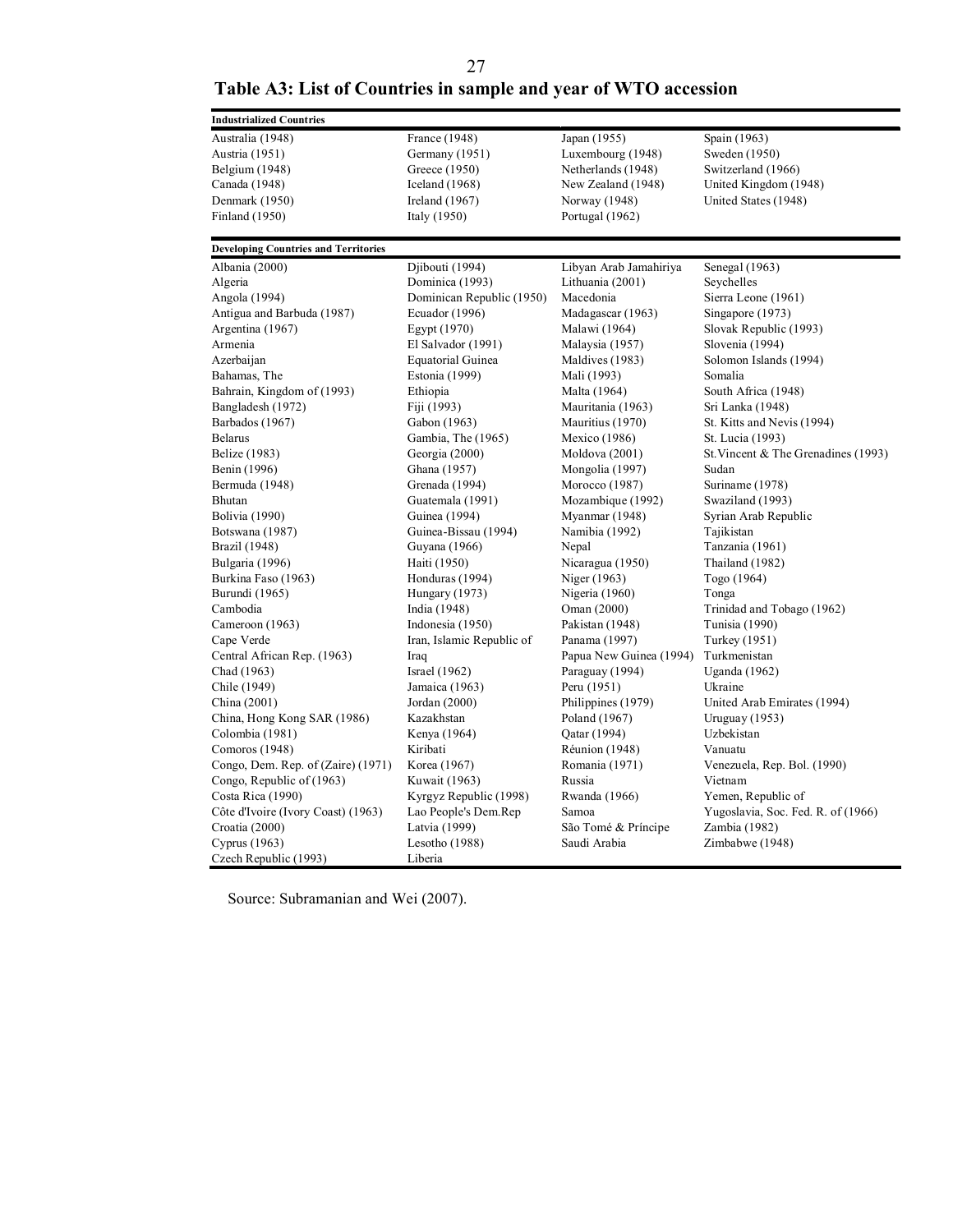**Table A3: List of Countries in sample and year of WTO accession**

| **Industrialized Countries** | | | |
|---|---|---|---|
| Australia (1948) | France (1948) | Japan (1955) | Spain (1963) |
| Austria (1951) | Germany (1951) | Luxembourg (1948) | Sweden (1950) |
| Belgium (1948) | Greece (1950) | Netherlands (1948) | Switzerland (1966) |
| Canada (1948) | Iceland (1968) | New Zealand (1948) | United Kingdom (1948) |
| Denmark (1950) | Ireland (1967) | Norway (1948) | United States (1948) |
| Finland (1950) | Italy (1950) | Portugal (1962) | |

| **Developing Countries and Territories** | | | |
|---|---|---|---|
| Albania (2000) | Djibouti (1994) | Libyan Arab Jamahiriya | Senegal (1963) |
| Algeria | Dominica (1993) | Lithuania (2001) | Seychelles |
| Angola (1994) | Dominican Republic (1950) | Macedonia | Sierra Leone (1961) |
| Antigua and Barbuda (1987) | Ecuador (1996) | Madagascar (1963) | Singapore (1973) |
| Argentina (1967) | Egypt (1970) | Malawi (1964) | Slovak Republic (1993) |
| Armenia | El Salvador (1991) | Malaysia (1957) | Slovenia (1994) |
| Azerbaijan | Equatorial Guinea | Maldives (1983) | Solomon Islands (1994) |
| Bahamas, The | Estonia (1999) | Mali (1993) | Somalia |
| Bahrain, Kingdom of (1993) | Ethiopia | Malta (1964) | South Africa (1948) |
| Bangladesh (1972) | Fiji (1993) | Mauritania (1963) | Sri Lanka (1948) |
| Barbados (1967) | Gabon (1963) | Mauritius (1970) | St. Kitts and Nevis (1994) |
| Belarus | Gambia, The (1965) | Mexico (1986) | St. Lucia (1993) |
| Belize (1983) | Georgia (2000) | Moldova (2001) | St.Vincent & The Grenadines (1993) |
| Benin (1996) | Ghana (1957) | Mongolia (1997) | Sudan |
| Bermuda (1948) | Grenada (1994) | Morocco (1987) | Suriname (1978) |
| Bhutan | Guatemala (1991) | Mozambique (1992) | Swaziland (1993) |
| Bolivia (1990) | Guinea (1994) | Myanmar (1948) | Syrian Arab Republic |
| Botswana (1987) | Guinea-Bissau (1994) | Namibia (1992) | Tajikistan |
| Brazil (1948) | Guyana (1966) | Nepal | Tanzania (1961) |
| Bulgaria (1996) | Haiti (1950) | Nicaragua (1950) | Thailand (1982) |
| Burkina Faso (1963) | Honduras (1994) | Niger (1963) | Togo (1964) |
| Burundi (1965) | Hungary (1973) | Nigeria (1960) | Tonga |
| Cambodia | India (1948) | Oman (2000) | Trinidad and Tobago (1962) |
| Cameroon (1963) | Indonesia (1950) | Pakistan (1948) | Tunisia (1990) |
| Cape Verde | Iran, Islamic Republic of | Panama (1997) | Turkey (1951) |
| Central African Rep. (1963) | Iraq | Papua New Guinea (1994) | Turkmenistan |
| Chad (1963) | Israel (1962) | Paraguay (1994) | Uganda (1962) |
| Chile (1949) | Jamaica (1963) | Peru (1951) | Ukraine |
| China (2001) | Jordan (2000) | Philippines (1979) | United Arab Emirates (1994) |
| China, Hong Kong SAR (1986) | Kazakhstan | Poland (1967) | Uruguay (1953) |
| Colombia (1981) | Kenya (1964) | Qatar (1994) | Uzbekistan |
| Comoros (1948) | Kiribati | Réunion (1948) | Vanuatu |
| Congo, Dem. Rep. of (Zaire) (1971) | Korea (1967) | Romania (1971) | Venezuela, Rep. Bol. (1990) |
| Congo, Republic of (1963) | Kuwait (1963) | Russia | Vietnam |
| Costa Rica (1990) | Kyrgyz Republic (1998) | Rwanda (1966) | Yemen, Republic of |
| Côte d'Ivoire (Ivory Coast) (1963) | Lao People's Dem.Rep | Samoa | Yugoslavia, Soc. Fed. R. of (1966) |
| Croatia (2000) | Latvia (1999) | São Tomé & Príncipe | Zambia (1982) |
| Cyprus (1963) | Lesotho (1988) | Saudi Arabia | Zimbabwe (1948) |
| Czech Republic (1993) | Liberia | | |

Source: Subramanian and Wei (2007).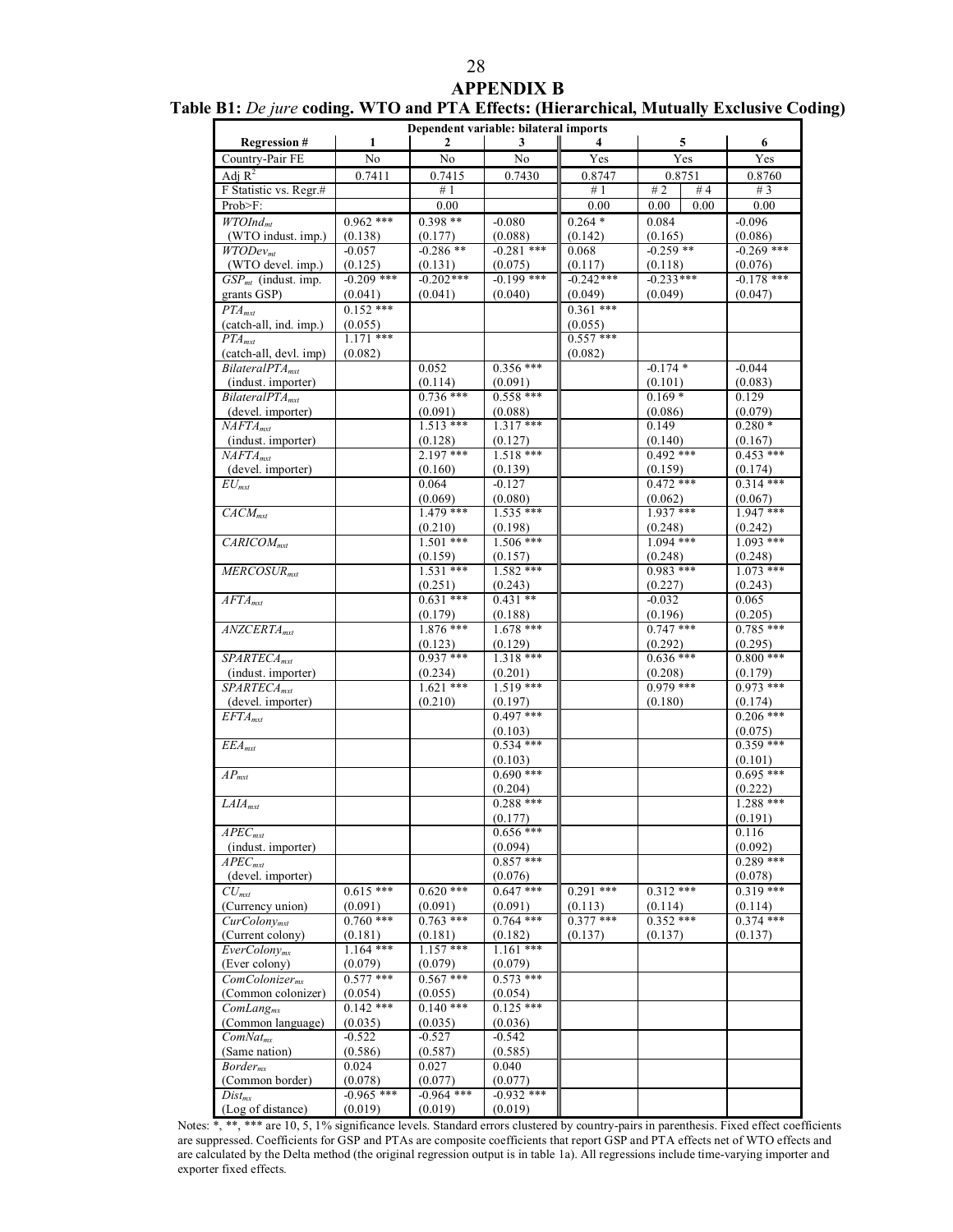## APPENDIX B

**Table B1:** ***De jure*** **coding. WTO and PTA Effects: (Hierarchical, Mutually Exclusive Coding)**

| Dependent variable: bilateral imports | | | | | | | |
|---|---|---|---|---|---|---|---|
| **Regression #** | **1** | **2** | **3** | **4** | **5** | | **6** |
| Country-Pair FE | No | No | No | Yes | Yes | | Yes |
| Adj $R^2$ | 0.7411 | 0.7415 | 0.7430 | 0.8747 | 0.8751 | | 0.8760 |
| F Statistic vs. Regr.# | | # 1 | | # 1 | # 2 | # 4 | # 3 |
| Prob>F: | | 0.00 | | 0.00 | 0.00 | 0.00 | 0.00 |
| $WTOInd_{mt}$ (WTO indust. imp.) | 0.962 *** (0.138) | 0.398 ** (0.177) | -0.080 (0.088) | 0.264 * (0.142) | 0.084 (0.165) | | -0.096 (0.086) |
| $WTODev_{mt}$ (WTO devel. imp.) | -0.057 (0.125) | -0.286 ** (0.131) | -0.281 *** (0.075) | 0.068 (0.117) | -0.259 ** (0.118) | | -0.269 *** (0.076) |
| $GSP_{mt}$ (indust. imp. grants GSP) | -0.209 *** (0.041) | -0.202*** (0.041) | -0.199 *** (0.040) | -0.242*** (0.049) | -0.233*** (0.049) | | -0.178 *** (0.047) |
| $PTA_{mxt}$ (catch-all, ind. imp.) | 0.152 *** (0.055) | | | 0.361 *** (0.055) | | | |
| $PTA_{mxt}$ (catch-all, devl. imp) | 1.171 *** (0.082) | | | 0.557 *** (0.082) | | | |
| $BilateralPTA_{mxt}$ (indust. importer) | | 0.052 (0.114) | 0.356 *** (0.091) | | -0.174 * (0.101) | | -0.044 (0.083) |
| $BilateralPTA_{mxt}$ (devel. importer) | | 0.736 *** (0.091) | 0.558 *** (0.088) | | 0.169 * (0.086) | | 0.129 (0.079) |
| $NAFTA_{mxt}$ (indust. importer) | | 1.513 *** (0.128) | 1.317 *** (0.127) | | 0.149 (0.140) | | 0.280 * (0.167) |
| $NAFTA_{mxt}$ (devel. importer) | | 2.197 *** (0.160) | 1.518 *** (0.139) | | 0.492 *** (0.159) | | 0.453 *** (0.174) |
| $EU_{mxt}$ | | 0.064 (0.069) | -0.127 (0.080) | | 0.472 *** (0.062) | | 0.314 *** (0.067) |
| $CACM_{mxt}$ | | 1.479 *** (0.210) | 1.535 *** (0.198) | | 1.937 *** (0.248) | | 1.947 *** (0.242) |
| $CARICOM_{mxt}$ | | 1.501 *** (0.159) | 1.506 *** (0.157) | | 1.094 *** (0.248) | | 1.093 *** (0.248) |
| $MERCOSUR_{mxt}$ | | 1.531 *** (0.251) | 1.582 *** (0.243) | | 0.983 *** (0.227) | | 1.073 *** (0.243) |
| $AFTA_{mxt}$ | | 0.631 *** (0.179) | 0.431 ** (0.188) | | -0.032 (0.196) | | 0.065 (0.205) |
| $ANZCERTA_{mxt}$ | | 1.876 *** (0.123) | 1.678 *** (0.129) | | 0.747 *** (0.292) | | 0.785 *** (0.295) |
| $SPARTECA_{mxt}$ (indust. importer) | | 0.937 *** (0.234) | 1.318 *** (0.201) | | 0.636 *** (0.208) | | 0.800 *** (0.179) |
| $SPARTECA_{mxt}$ (devel. importer) | | 1.621 *** (0.210) | 1.519 *** (0.197) | | 0.979 *** (0.180) | | 0.973 *** (0.174) |
| $EFTA_{mxt}$ | | | 0.497 *** (0.103) | | | | 0.206 *** (0.075) |
| $EEA_{mxt}$ | | | 0.534 *** (0.103) | | | | 0.359 *** (0.101) |
| $AP_{mxt}$ | | | 0.690 *** (0.204) | | | | 0.695 *** (0.222) |
| $LAIA_{mxt}$ | | | 0.288 *** (0.177) | | | | 1.288 *** (0.191) |
| $APEC_{mxt}$ (indust. importer) | | | 0.656 *** (0.094) | | | | 0.116 (0.092) |
| $APEC_{mxt}$ (devel. importer) | | | 0.857 *** (0.076) | | | | 0.289 *** (0.078) |
| $CU_{mxt}$ (Currency union) | 0.615 *** (0.091) | 0.620 *** (0.091) | 0.647 *** (0.091) | 0.291 *** (0.113) | 0.312 *** (0.114) | | 0.319 *** (0.114) |
| $CurColony_{mxt}$ (Current colony) | 0.760 *** (0.181) | 0.763 *** (0.181) | 0.764 *** (0.182) | 0.377 *** (0.137) | 0.352 *** (0.137) | | 0.374 *** (0.137) |
| $EverColony_{mx}$ (Ever colony) | 1.164 *** (0.079) | 1.157 *** (0.079) | 1.161 *** (0.079) | | | | |
| $ComColonizer_{mx}$ (Common colonizer) | 0.577 *** (0.054) | 0.567 *** (0.055) | 0.573 *** (0.054) | | | | |
| $ComLang_{mx}$ (Common language) | 0.142 *** (0.035) | 0.140 *** (0.035) | 0.125 *** (0.036) | | | | |
| $ComNat_{mx}$ (Same nation) | -0.522 (0.586) | -0.527 (0.587) | -0.542 (0.585) | | | | |
| $Border_{mx}$ (Common border) | 0.024 (0.078) | 0.027 (0.077) | 0.040 (0.077) | | | | |
| $Dist_{mx}$ (Log of distance) | -0.965 *** (0.019) | -0.964 *** (0.019) | -0.932 *** (0.019) | | | | |

Notes: *, **, *** are 10, 5, 1% significance levels. Standard errors clustered by country-pairs in parenthesis. Fixed effect coefficients are suppressed. Coefficients for GSP and PTAs are composite coefficients that report GSP and PTA effects net of WTO effects and are calculated by the Delta method (the original regression output is in table 1a). All regressions include time-varying importer and exporter fixed effects.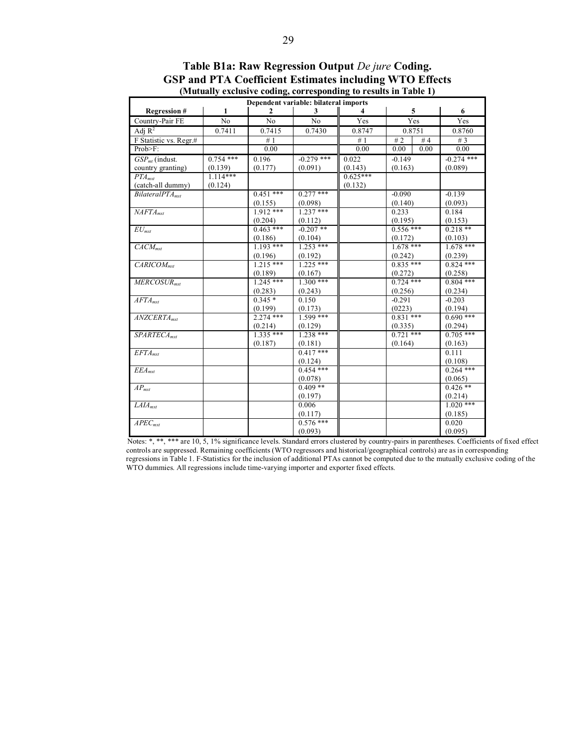**Table B1a: Raw Regression Output *De jure* Coding. GSP and PTA Coefficient Estimates including WTO Effects**

**(Mutually exclusive coding, corresponding to results in Table 1)**

| | Dependent variable: bilateral imports | | | | | | |
|---|---|---|---|---|---|---|---|
| **Regression #** | **1** | **2** | **3** | **4** | **5** | | **6** |
| Country-Pair FE | No | No | No | Yes | Yes | | Yes |
| Adj $R^2$ | 0.7411 | 0.7415 | 0.7430 | 0.8747 | 0.8751 | | 0.8760 |
| F Statistic vs. Regr.# | | # 1 | | # 1 | # 2 | # 4 | # 3 |
| Prob>F: | | 0.00 | | 0.00 | 0.00 | 0.00 | 0.00 |
| $GSP_{mt}$ (indust. country granting) | 0.754 *** (0.139) | 0.196 (0.177) | -0.279 *** (0.091) | 0.022 (0.143) | -0.149 (0.163) | | -0.274 *** (0.089) |
| $PTA_{mxt}$ (catch-all dummy) | 1.114*** (0.124) | | | 0.625*** (0.132) | | | |
| $BilateralPTA_{mxt}$ | | 0.451 *** (0.155) | 0.277 *** (0.098) | | -0.090 (0.140) | | -0.139 (0.093) |
| $NAFTA_{mxt}$ | | 1.912 *** (0.204) | 1.237 *** (0.112) | | 0.233 (0.195) | | 0.184 (0.153) |
| $EU_{mxt}$ | | 0.463 *** (0.186) | -0.207 ** (0.104) | | 0.556 *** (0.172) | | 0.218 ** (0.103) |
| $CACM_{mxt}$ | | 1.193 *** (0.196) | 1.253 *** (0.192) | | 1.678 *** (0.242) | | 1.678 *** (0.239) |
| $CARICOM_{mxt}$ | | 1.215 *** (0.189) | 1.225 *** (0.167) | | 0.835 *** (0.272) | | 0.824 *** (0.258) |
| $MERCOSUR_{mxt}$ | | 1.245 *** (0.283) | 1.300 *** (0.243) | | 0.724 *** (0.256) | | 0.804 *** (0.234) |
| $AFTA_{mxt}$ | | 0.345 * (0.199) | 0.150 (0.173) | | -0.291 (0223) | | -0.203 (0.194) |
| $ANZCERTA_{mxt}$ | | 2.274 *** (0.214) | 1.599 *** (0.129) | | 0.831 *** (0.335) | | 0.690 *** (0.294) |
| $SPARTECA_{mxt}$ | | 1.335 *** (0.187) | 1.238 *** (0.181) | | 0.721 *** (0.164) | | 0.705 *** (0.163) |
| $EFTA_{mxt}$ | | | 0.417 *** (0.124) | | | | 0.111 (0.108) |
| $EEA_{mxt}$ | | | 0.454 *** (0.078) | | | | 0.264 *** (0.065) |
| $AP_{mxt}$ | | | 0.409 ** (0.197) | | | | 0.426 ** (0.214) |
| $LAIA_{mxt}$ | | | 0.006 (0.117) | | | | 1.020 *** (0.185) |
| $APEC_{mxt}$ | | | 0.576 *** (0.093) | | | | 0.020 (0.095) |

Notes: *, **, *** are 10, 5, 1% significance levels. Standard errors clustered by country-pairs in parentheses. Coefficients of fixed effect controls are suppressed. Remaining coefficients (WTO regressors and historical/geographical controls) are as in corresponding regressions in Table 1. F-Statistics for the inclusion of additional PTAs cannot be computed due to the mutually exclusive coding of the WTO dummies. All regressions include time-varying importer and exporter fixed effects.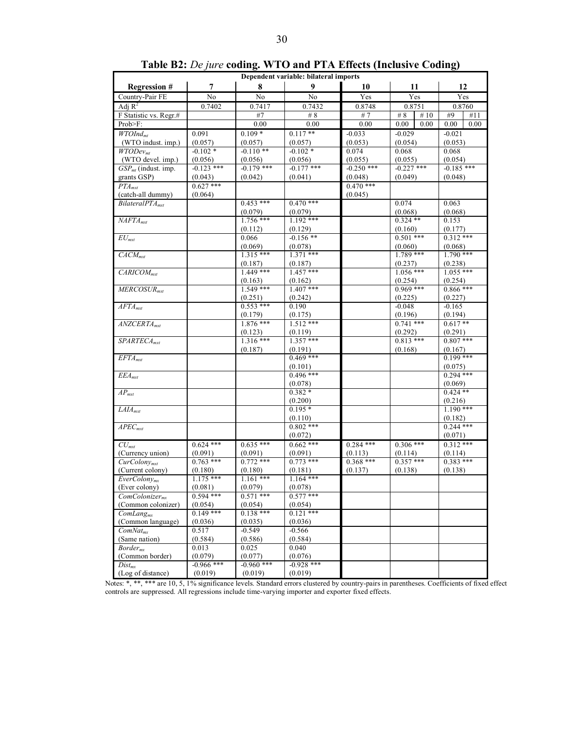**Table B2: *De jure* coding. WTO and PTA Effects (Inclusive Coding)**

| Dependent variable: bilateral imports | | | | | | | | |
|---|---|---|---|---|---|---|---|---|
| **Regression #** | **7** | **8** | **9** | **10** | **11** | | **12** | |
| Country-Pair FE | No | No | No | Yes | Yes | | Yes | |
| Adj $R^2$ | 0.7402 | 0.7417 | 0.7432 | 0.8748 | 0.8751 | | 0.8760 | |
| F Statistic vs. Regr.# | | #7 | # 8 | # 7 | # 8 | # 10 | #9 | #11 |
| Prob>F: | | 0.00 | 0.00 | 0.00 | 0.00 | 0.00 | 0.00 | 0.00 |
| $WTOInd_{mt}$ | 0.091 | 0.109 * | 0.117 ** | -0.033 | -0.029 | | -0.021 | |
| (WTO indust. imp.) | (0.057) | (0.057) | (0.057) | (0.053) | (0.054) | | (0.053) | |
| $WTODev_{mt}$ | -0.102 * | -0.110 ** | -0.102 * | 0.074 | 0.068 | | 0.068 | |
| (WTO devel. imp.) | (0.056) | (0.056) | (0.056) | (0.055) | (0.055) | | (0.054) | |
| $GSP_{mt}$ (indust. imp. | -0.123 *** | -0.179 *** | -0.177 *** | -0.250 *** | -0.227 *** | | -0.185 *** | |
| grants GSP) | (0.043) | (0.042) | (0.041) | (0.048) | (0.049) | | (0.048) | |
| $PTA_{mxt}$ | 0.627 *** | | | 0.470 *** | | | | |
| (catch-all dummy) | (0.064) | | | (0.045) | | | | |
| $BilateralPTA_{mxt}$ | | 0.453 *** | 0.470 *** | | 0.074 | | 0.063 | |
| | | (0.079) | (0.079) | | (0.068) | | (0.068) | |
| $NAFTA_{mxt}$ | | 1.756 *** | 1.192 *** | | 0.324 ** | | 0.153 | |
| | | (0.112) | (0.129) | | (0.160) | | (0.177) | |
| $EU_{mxt}$ | | 0.066 | -0.156 ** | | 0.501 *** | | 0.312 *** | |
| | | (0.069) | (0.078) | | (0.060) | | (0.068) | |
| $CACM_{mxt}$ | | 1.315 *** | 1.371 *** | | 1.789 *** | | 1.790 *** | |
| | | (0.187) | (0.187) | | (0.237) | | (0.238) | |
| $CARICOM_{mxt}$ | | 1.449 *** | 1.457 *** | | 1.056 *** | | 1.055 *** | |
| | | (0.163) | (0.162) | | (0.254) | | (0.254) | |
| $MERCOSUR_{mxt}$ | | 1.549 *** | 1.407 *** | | 0.969 *** | | 0.866 *** | |
| | | (0.251) | (0.242) | | (0.225) | | (0.227) | |
| $AFTA_{mxt}$ | | 0.553 *** | 0.190 | | -0.048 | | -0.165 | |
| | | (0.179) | (0.175) | | (0.196) | | (0.194) | |
| $ANZCERTA_{mxt}$ | | 1.876 *** | 1.512 *** | | 0.741 *** | | 0.617 ** | |
| | | (0.123) | (0.119) | | (0.292) | | (0.291) | |
| $SPARTECA_{mxt}$ | | 1.316 *** | 1.357 *** | | 0.813 *** | | 0.807 *** | |
| | | (0.187) | (0.191) | | (0.168) | | (0.167) | |
| $EFTA_{mxt}$ | | | 0.469 *** | | | | 0.199 *** | |
| | | | (0.101) | | | | (0.075) | |
| $EEA_{mxt}$ | | | 0.496 *** | | | | 0.294 *** | |
| | | | (0.078) | | | | (0.069) | |
| $AP_{mxt}$ | | | 0.382 * | | | | 0.424 ** | |
| | | | (0.200) | | | | (0.216) | |
| $LAIA_{mxt}$ | | | 0.195 * | | | | 1.190 *** | |
| | | | (0.110) | | | | (0.182) | |
| $APEC_{mxt}$ | | | 0.802 *** | | | | 0.244 *** | |
| | | | (0.072) | | | | (0.071) | |
| $CU_{mxt}$ | 0.624 *** | 0.635 *** | 0.662 *** | 0.284 *** | 0.306 *** | | 0.312 *** | |
| (Currency union) | (0.091) | (0.091) | (0.091) | (0.113) | (0.114) | | (0.114) | |
| $CurColony_{mxt}$ | 0.763 *** | 0.772 *** | 0.773 *** | 0.368 *** | 0.357 *** | | 0.383 *** | |
| (Current colony) | (0.180) | (0.180) | (0.181) | (0.137) | (0.138) | | (0.138) | |
| $EverColony_{mx}$ | 1.175 *** | 1.161 *** | 1.164 *** | | | | | |
| (Ever colony) | (0.081) | (0.079) | (0.078) | | | | | |
| $ComColonizer_{mx}$ | 0.594 *** | 0.571 *** | 0.577 *** | | | | | |
| (Common colonizer) | (0.054) | (0.054) | (0.054) | | | | | |
| $ComLang_{mx}$ | 0.149 *** | 0.138 *** | 0.121 *** | | | | | |
| (Common language) | (0.036) | (0.035) | (0.036) | | | | | |
| $ComNat_{mx}$ | 0.517 | -0.549 | -0.566 | | | | | |
| (Same nation) | (0.584) | (0.586) | (0.584) | | | | | |
| $Border_{mx}$ | 0.013 | 0.025 | 0.040 | | | | | |
| (Common border) | (0.079) | (0.077) | (0.076) | | | | | |
| $Dist_{mx}$ | -0.966 *** | -0.960 *** | -0.928 *** | | | | | |
| (Log of distance) | (0.019) | (0.019) | (0.019) | | | | | |

Notes: *, **, *** are 10, 5, 1% significance levels. Standard errors clustered by country-pairs in parentheses. Coefficients of fixed effect controls are suppressed. All regressions include time-varying importer and exporter fixed effects.